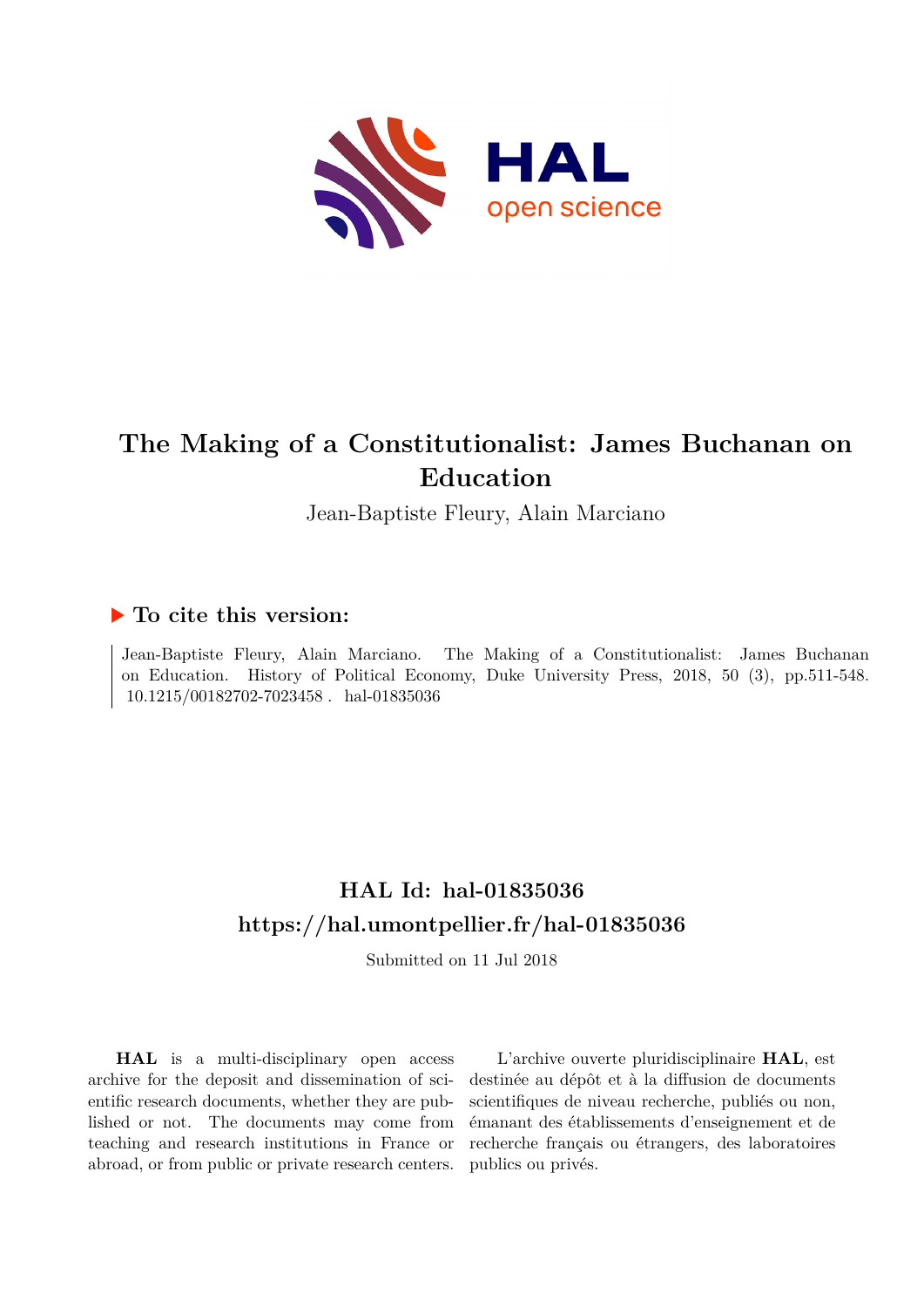# The Making of a Constitutionalist: James Buchanan on Education

Jean-Baptiste Fleury, Alain Marciano

## ▶ To cite this version:

Jean-Baptiste Fleury, Alain Marciano. The Making of a Constitutionalist: James Buchanan on Education. History of Political Economy, Duke University Press, 2018, 50 (3), pp.511-548. 10.1215/00182702-7023458 . hal-01835036

## HAL Id: hal-01835036
## https://hal.umontpellier.fr/hal-01835036

Submitted on 11 Jul 2018

**HAL** is a multi-disciplinary open access archive for the deposit and dissemination of scientific research documents, whether they are published or not. The documents may come from teaching and research institutions in France or abroad, or from public or private research centers.

L'archive ouverte pluridisciplinaire **HAL**, est destinée au dépôt et à la diffusion de documents scientifiques de niveau recherche, publiés ou non, émanant des établissements d'enseignement et de recherche français ou étrangers, des laboratoires publics ou privés.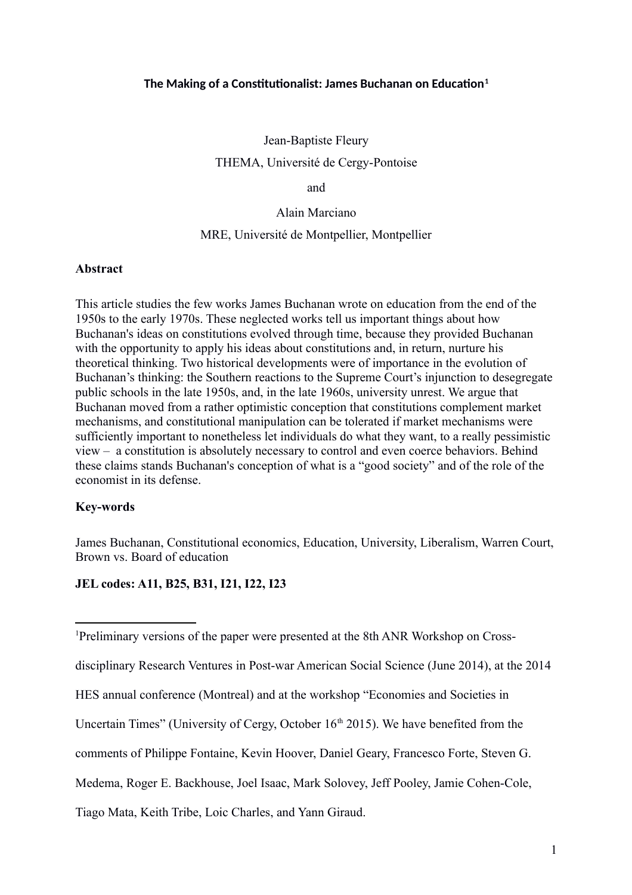**The Making of a Constitutionalist: James Buchanan on Education**[1]

Jean-Baptiste Fleury

THEMA, Université de Cergy-Pontoise

and

Alain Marciano

MRE, Université de Montpellier, Montpellier

**Abstract**

This article studies the few works James Buchanan wrote on education from the end of the 1950s to the early 1970s. These neglected works tell us important things about how Buchanan's ideas on constitutions evolved through time, because they provided Buchanan with the opportunity to apply his ideas about constitutions and, in return, nurture his theoretical thinking. Two historical developments were of importance in the evolution of Buchanan's thinking: the Southern reactions to the Supreme Court's injunction to desegregate public schools in the late 1950s, and, in the late 1960s, university unrest. We argue that Buchanan moved from a rather optimistic conception that constitutions complement market mechanisms, and constitutional manipulation can be tolerated if market mechanisms were sufficiently important to nonetheless let individuals do what they want, to a really pessimistic view – a constitution is absolutely necessary to control and even coerce behaviors. Behind these claims stands Buchanan's conception of what is a "good society" and of the role of the economist in its defense.

**Key-words**

James Buchanan, Constitutional economics, Education, University, Liberalism, Warren Court, Brown vs. Board of education

**JEL codes: A11, B25, B31, I21, I22, I23**

[1] Preliminary versions of the paper were presented at the 8th ANR Workshop on Cross-disciplinary Research Ventures in Post-war American Social Science (June 2014), at the 2014 HES annual conference (Montreal) and at the workshop "Economies and Societies in Uncertain Times" (University of Cergy, October 16th 2015). We have benefited from the comments of Philippe Fontaine, Kevin Hoover, Daniel Geary, Francesco Forte, Steven G. Medema, Roger E. Backhouse, Joel Isaac, Mark Solovey, Jeff Pooley, Jamie Cohen-Cole, Tiago Mata, Keith Tribe, Loic Charles, and Yann Giraud.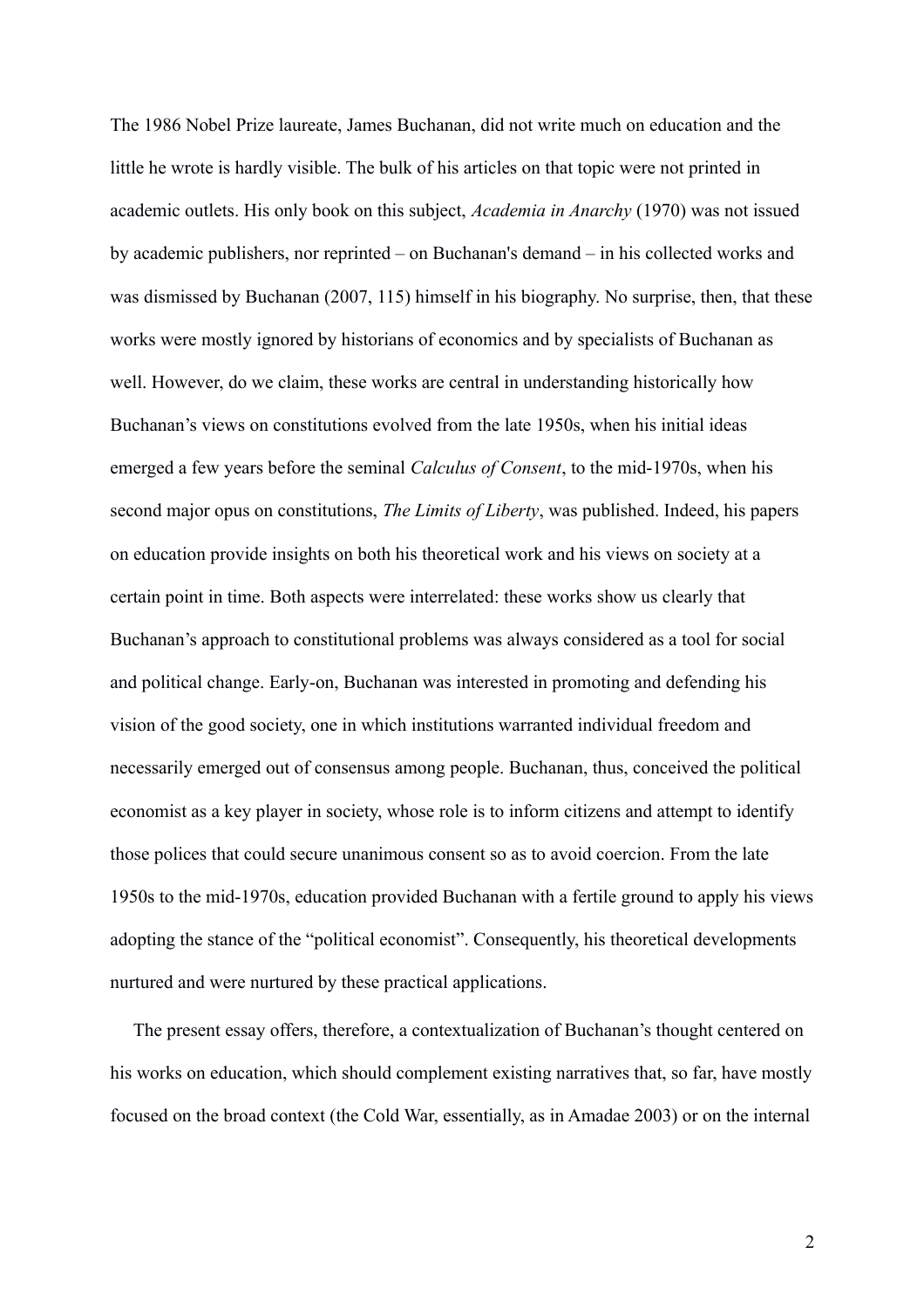The 1986 Nobel Prize laureate, James Buchanan, did not write much on education and the little he wrote is hardly visible. The bulk of his articles on that topic were not printed in academic outlets. His only book on this subject, *Academia in Anarchy* (1970) was not issued by academic publishers, nor reprinted – on Buchanan's demand – in his collected works and was dismissed by Buchanan (2007, 115) himself in his biography. No surprise, then, that these works were mostly ignored by historians of economics and by specialists of Buchanan as well. However, do we claim, these works are central in understanding historically how Buchanan's views on constitutions evolved from the late 1950s, when his initial ideas emerged a few years before the seminal *Calculus of Consent*, to the mid-1970s, when his second major opus on constitutions, *The Limits of Liberty*, was published. Indeed, his papers on education provide insights on both his theoretical work and his views on society at a certain point in time. Both aspects were interrelated: these works show us clearly that Buchanan's approach to constitutional problems was always considered as a tool for social and political change. Early-on, Buchanan was interested in promoting and defending his vision of the good society, one in which institutions warranted individual freedom and necessarily emerged out of consensus among people. Buchanan, thus, conceived the political economist as a key player in society, whose role is to inform citizens and attempt to identify those polices that could secure unanimous consent so as to avoid coercion. From the late 1950s to the mid-1970s, education provided Buchanan with a fertile ground to apply his views adopting the stance of the "political economist". Consequently, his theoretical developments nurtured and were nurtured by these practical applications.

The present essay offers, therefore, a contextualization of Buchanan's thought centered on his works on education, which should complement existing narratives that, so far, have mostly focused on the broad context (the Cold War, essentially, as in Amadae 2003) or on the internal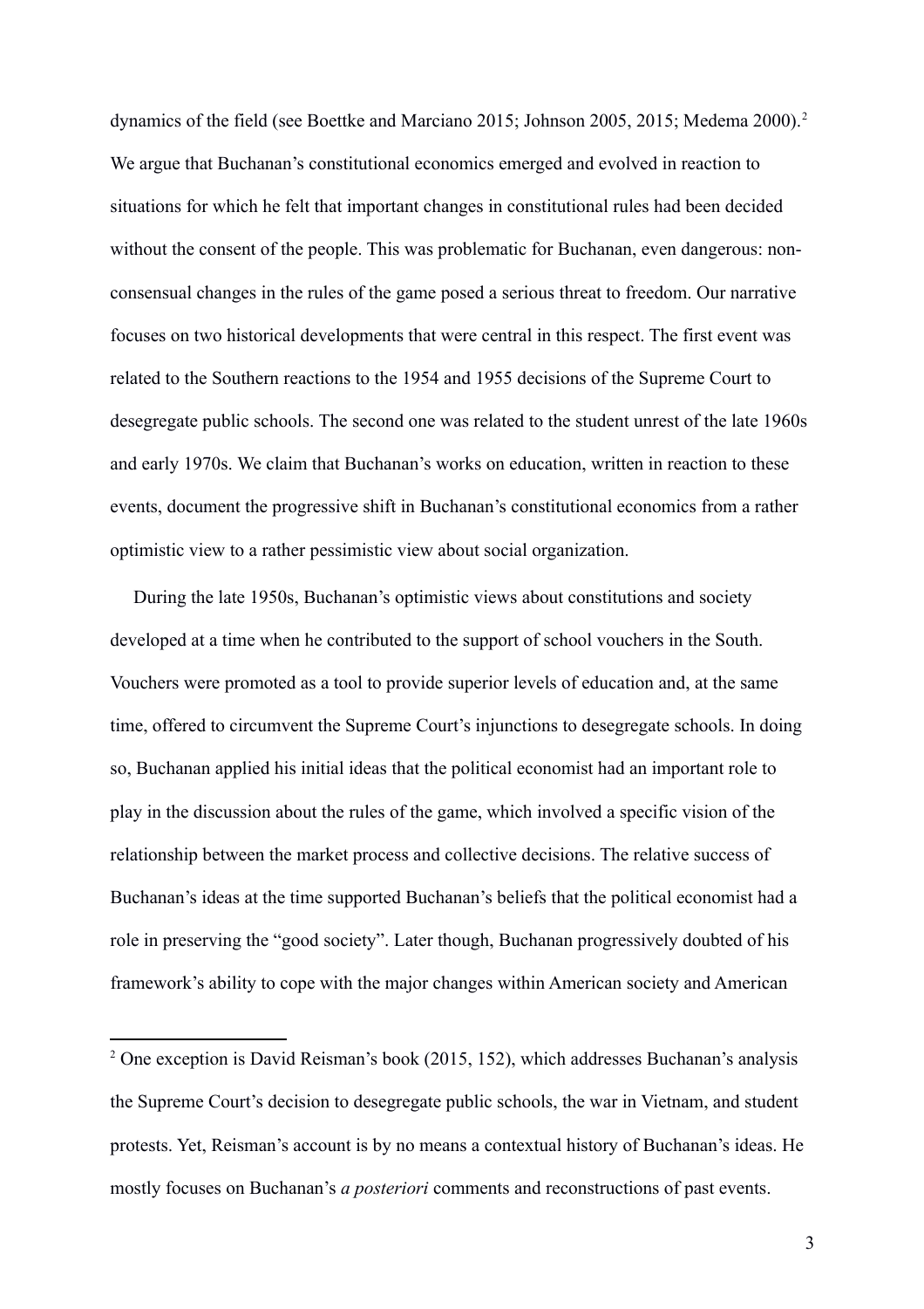dynamics of the field (see Boettke and Marciano 2015; Johnson 2005, 2015; Medema 2000).[2] We argue that Buchanan's constitutional economics emerged and evolved in reaction to situations for which he felt that important changes in constitutional rules had been decided without the consent of the people. This was problematic for Buchanan, even dangerous: non-consensual changes in the rules of the game posed a serious threat to freedom. Our narrative focuses on two historical developments that were central in this respect. The first event was related to the Southern reactions to the 1954 and 1955 decisions of the Supreme Court to desegregate public schools. The second one was related to the student unrest of the late 1960s and early 1970s. We claim that Buchanan's works on education, written in reaction to these events, document the progressive shift in Buchanan's constitutional economics from a rather optimistic view to a rather pessimistic view about social organization.

During the late 1950s, Buchanan's optimistic views about constitutions and society developed at a time when he contributed to the support of school vouchers in the South. Vouchers were promoted as a tool to provide superior levels of education and, at the same time, offered to circumvent the Supreme Court's injunctions to desegregate schools. In doing so, Buchanan applied his initial ideas that the political economist had an important role to play in the discussion about the rules of the game, which involved a specific vision of the relationship between the market process and collective decisions. The relative success of Buchanan's ideas at the time supported Buchanan's beliefs that the political economist had a role in preserving the "good society". Later though, Buchanan progressively doubted of his framework's ability to cope with the major changes within American society and American

[2] One exception is David Reisman's book (2015, 152), which addresses Buchanan's analysis the Supreme Court's decision to desegregate public schools, the war in Vietnam, and student protests. Yet, Reisman's account is by no means a contextual history of Buchanan's ideas. He mostly focuses on Buchanan's *a posteriori* comments and reconstructions of past events.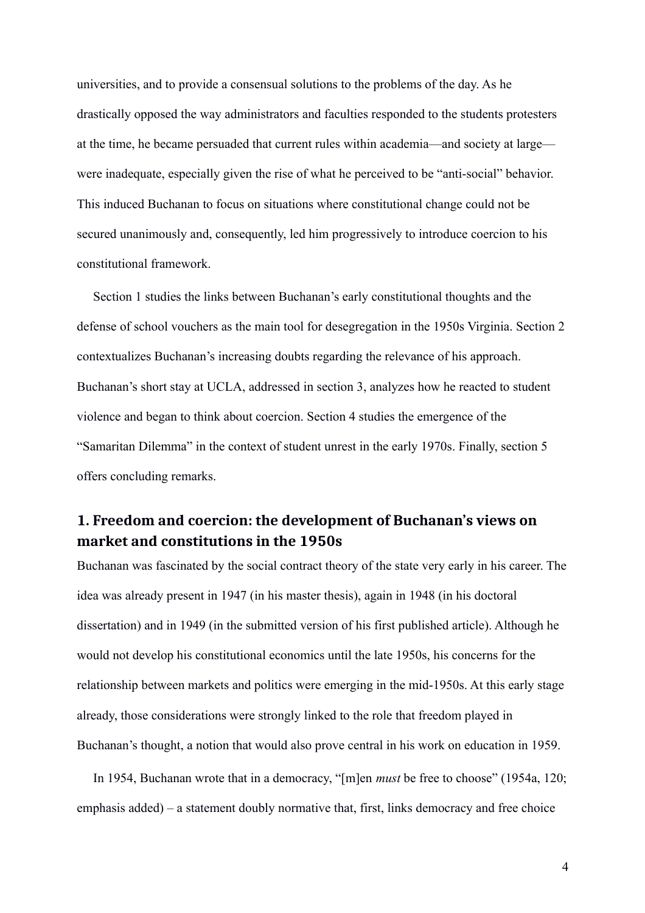universities, and to provide a consensual solutions to the problems of the day. As he drastically opposed the way administrators and faculties responded to the students protesters at the time, he became persuaded that current rules within academia—and society at large—were inadequate, especially given the rise of what he perceived to be "anti-social" behavior. This induced Buchanan to focus on situations where constitutional change could not be secured unanimously and, consequently, led him progressively to introduce coercion to his constitutional framework.

Section 1 studies the links between Buchanan's early constitutional thoughts and the defense of school vouchers as the main tool for desegregation in the 1950s Virginia. Section 2 contextualizes Buchanan's increasing doubts regarding the relevance of his approach. Buchanan's short stay at UCLA, addressed in section 3, analyzes how he reacted to student violence and began to think about coercion. Section 4 studies the emergence of the "Samaritan Dilemma" in the context of student unrest in the early 1970s. Finally, section 5 offers concluding remarks.

## 1. Freedom and coercion: the development of Buchanan's views on market and constitutions in the 1950s

Buchanan was fascinated by the social contract theory of the state very early in his career. The idea was already present in 1947 (in his master thesis), again in 1948 (in his doctoral dissertation) and in 1949 (in the submitted version of his first published article). Although he would not develop his constitutional economics until the late 1950s, his concerns for the relationship between markets and politics were emerging in the mid-1950s. At this early stage already, those considerations were strongly linked to the role that freedom played in Buchanan's thought, a notion that would also prove central in his work on education in 1959.

In 1954, Buchanan wrote that in a democracy, "[m]en *must* be free to choose" (1954a, 120; emphasis added) – a statement doubly normative that, first, links democracy and free choice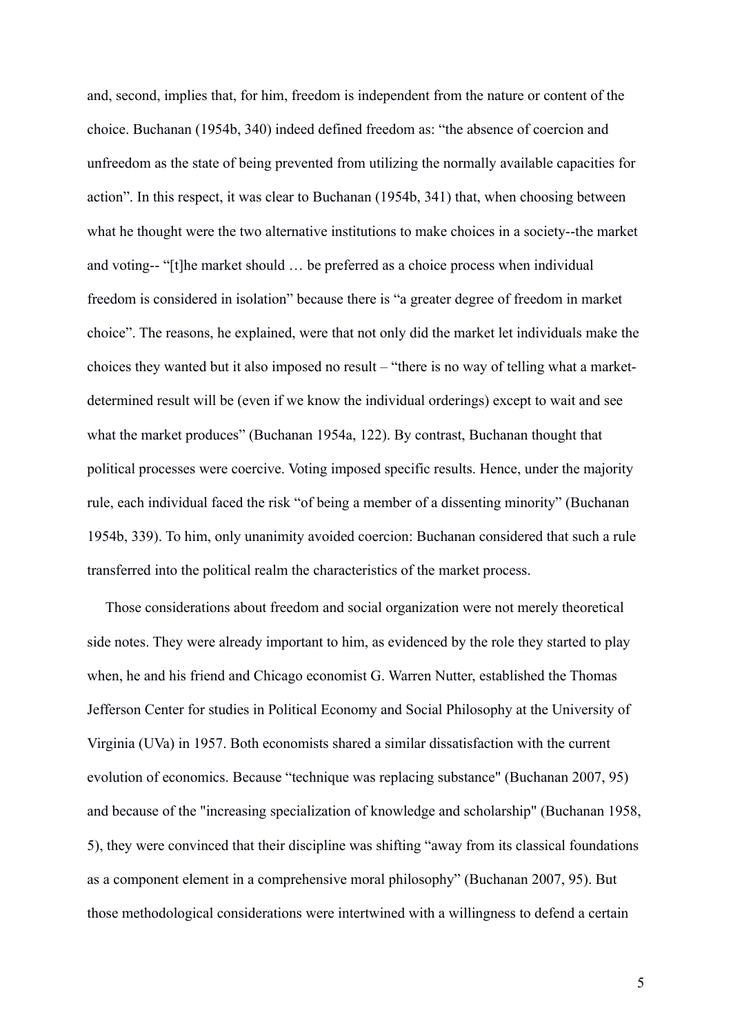and, second, implies that, for him, freedom is independent from the nature or content of the choice. Buchanan (1954b, 340) indeed defined freedom as: "the absence of coercion and unfreedom as the state of being prevented from utilizing the normally available capacities for action". In this respect, it was clear to Buchanan (1954b, 341) that, when choosing between what he thought were the two alternative institutions to make choices in a society--the market and voting-- "[t]he market should … be preferred as a choice process when individual freedom is considered in isolation" because there is "a greater degree of freedom in market choice". The reasons, he explained, were that not only did the market let individuals make the choices they wanted but it also imposed no result – "there is no way of telling what a market-determined result will be (even if we know the individual orderings) except to wait and see what the market produces" (Buchanan 1954a, 122). By contrast, Buchanan thought that political processes were coercive. Voting imposed specific results. Hence, under the majority rule, each individual faced the risk "of being a member of a dissenting minority" (Buchanan 1954b, 339). To him, only unanimity avoided coercion: Buchanan considered that such a rule transferred into the political realm the characteristics of the market process.

Those considerations about freedom and social organization were not merely theoretical side notes. They were already important to him, as evidenced by the role they started to play when, he and his friend and Chicago economist G. Warren Nutter, established the Thomas Jefferson Center for studies in Political Economy and Social Philosophy at the University of Virginia (UVa) in 1957. Both economists shared a similar dissatisfaction with the current evolution of economics. Because "technique was replacing substance" (Buchanan 2007, 95) and because of the "increasing specialization of knowledge and scholarship" (Buchanan 1958, 5), they were convinced that their discipline was shifting "away from its classical foundations as a component element in a comprehensive moral philosophy" (Buchanan 2007, 95). But those methodological considerations were intertwined with a willingness to defend a certain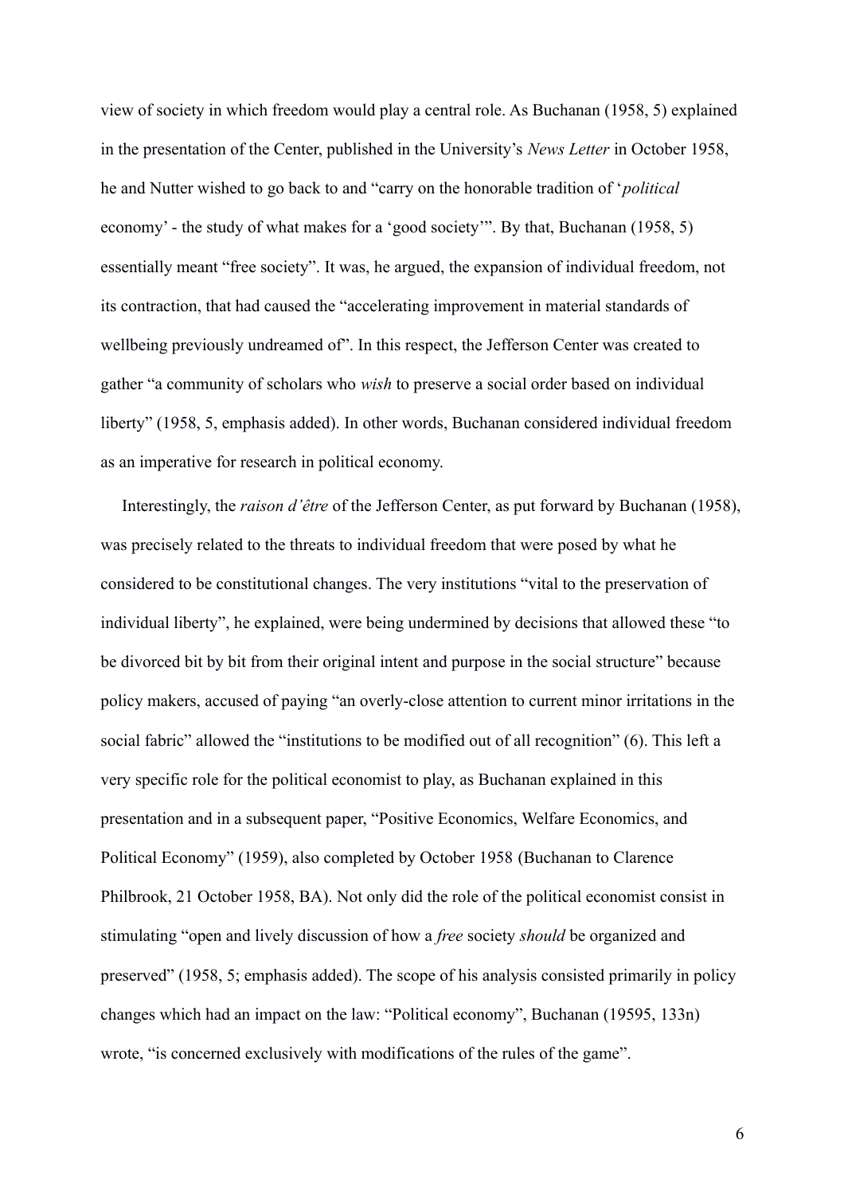view of society in which freedom would play a central role. As Buchanan (1958, 5) explained in the presentation of the Center, published in the University's *News Letter* in October 1958, he and Nutter wished to go back to and "carry on the honorable tradition of '*political* economy' - the study of what makes for a 'good society'". By that, Buchanan (1958, 5) essentially meant "free society". It was, he argued, the expansion of individual freedom, not its contraction, that had caused the "accelerating improvement in material standards of wellbeing previously undreamed of". In this respect, the Jefferson Center was created to gather "a community of scholars who *wish* to preserve a social order based on individual liberty" (1958, 5, emphasis added). In other words, Buchanan considered individual freedom as an imperative for research in political economy.

Interestingly, the *raison d'être* of the Jefferson Center, as put forward by Buchanan (1958), was precisely related to the threats to individual freedom that were posed by what he considered to be constitutional changes. The very institutions "vital to the preservation of individual liberty", he explained, were being undermined by decisions that allowed these "to be divorced bit by bit from their original intent and purpose in the social structure" because policy makers, accused of paying "an overly-close attention to current minor irritations in the social fabric" allowed the "institutions to be modified out of all recognition" (6). This left a very specific role for the political economist to play, as Buchanan explained in this presentation and in a subsequent paper, "Positive Economics, Welfare Economics, and Political Economy" (1959), also completed by October 1958 (Buchanan to Clarence Philbrook, 21 October 1958, BA). Not only did the role of the political economist consist in stimulating "open and lively discussion of how a *free* society *should* be organized and preserved" (1958, 5; emphasis added). The scope of his analysis consisted primarily in policy changes which had an impact on the law: "Political economy", Buchanan (19595, 133n) wrote, "is concerned exclusively with modifications of the rules of the game".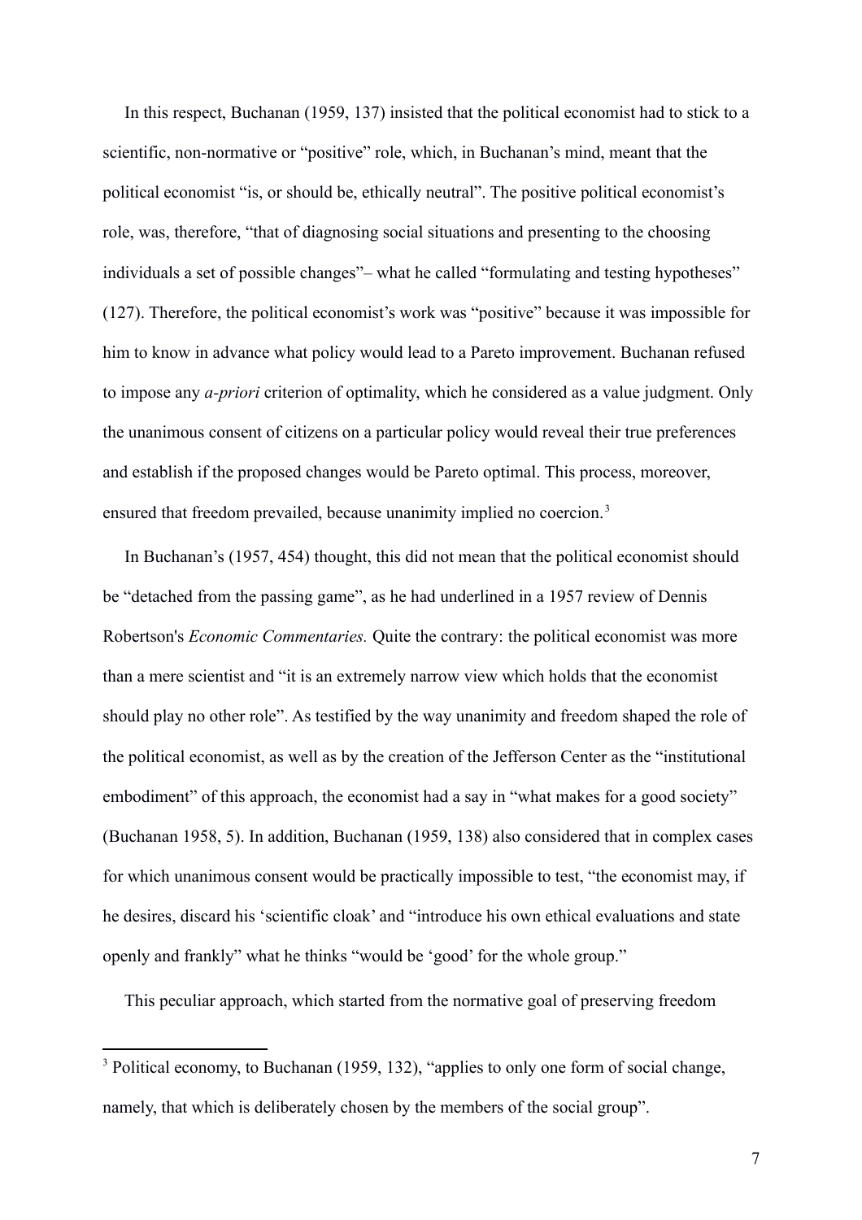In this respect, Buchanan (1959, 137) insisted that the political economist had to stick to a scientific, non-normative or "positive" role, which, in Buchanan's mind, meant that the political economist "is, or should be, ethically neutral". The positive political economist's role, was, therefore, "that of diagnosing social situations and presenting to the choosing individuals a set of possible changes"– what he called "formulating and testing hypotheses" (127). Therefore, the political economist's work was "positive" because it was impossible for him to know in advance what policy would lead to a Pareto improvement. Buchanan refused to impose any *a-priori* criterion of optimality, which he considered as a value judgment. Only the unanimous consent of citizens on a particular policy would reveal their true preferences and establish if the proposed changes would be Pareto optimal. This process, moreover, ensured that freedom prevailed, because unanimity implied no coercion.[3]

In Buchanan's (1957, 454) thought, this did not mean that the political economist should be "detached from the passing game", as he had underlined in a 1957 review of Dennis Robertson's *Economic Commentaries.* Quite the contrary: the political economist was more than a mere scientist and "it is an extremely narrow view which holds that the economist should play no other role". As testified by the way unanimity and freedom shaped the role of the political economist, as well as by the creation of the Jefferson Center as the "institutional embodiment" of this approach, the economist had a say in "what makes for a good society" (Buchanan 1958, 5). In addition, Buchanan (1959, 138) also considered that in complex cases for which unanimous consent would be practically impossible to test, "the economist may, if he desires, discard his 'scientific cloak' and "introduce his own ethical evaluations and state openly and frankly" what he thinks "would be 'good' for the whole group."

This peculiar approach, which started from the normative goal of preserving freedom

[3] Political economy, to Buchanan (1959, 132), "applies to only one form of social change, namely, that which is deliberately chosen by the members of the social group".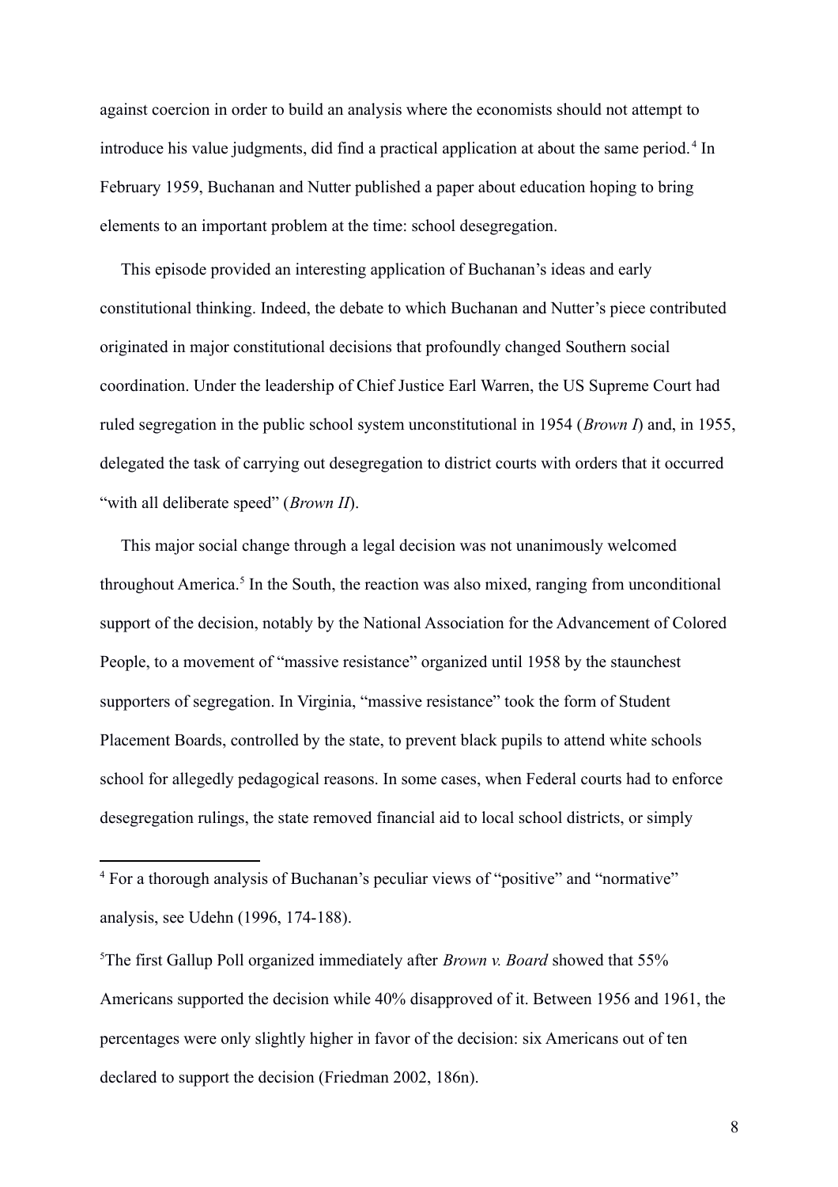against coercion in order to build an analysis where the economists should not attempt to introduce his value judgments, did find a practical application at about the same period.[4] In February 1959, Buchanan and Nutter published a paper about education hoping to bring elements to an important problem at the time: school desegregation.

This episode provided an interesting application of Buchanan's ideas and early constitutional thinking. Indeed, the debate to which Buchanan and Nutter's piece contributed originated in major constitutional decisions that profoundly changed Southern social coordination. Under the leadership of Chief Justice Earl Warren, the US Supreme Court had ruled segregation in the public school system unconstitutional in 1954 (*Brown I*) and, in 1955, delegated the task of carrying out desegregation to district courts with orders that it occurred "with all deliberate speed" (*Brown II*).

This major social change through a legal decision was not unanimously welcomed throughout America.[5] In the South, the reaction was also mixed, ranging from unconditional support of the decision, notably by the National Association for the Advancement of Colored People, to a movement of "massive resistance" organized until 1958 by the staunchest supporters of segregation. In Virginia, "massive resistance" took the form of Student Placement Boards, controlled by the state, to prevent black pupils to attend white schools school for allegedly pedagogical reasons. In some cases, when Federal courts had to enforce desegregation rulings, the state removed financial aid to local school districts, or simply

---

[4] For a thorough analysis of Buchanan's peculiar views of "positive" and "normative" analysis, see Udehn (1996, 174-188).

[5] The first Gallup Poll organized immediately after *Brown v. Board* showed that 55% Americans supported the decision while 40% disapproved of it. Between 1956 and 1961, the percentages were only slightly higher in favor of the decision: six Americans out of ten declared to support the decision (Friedman 2002, 186n).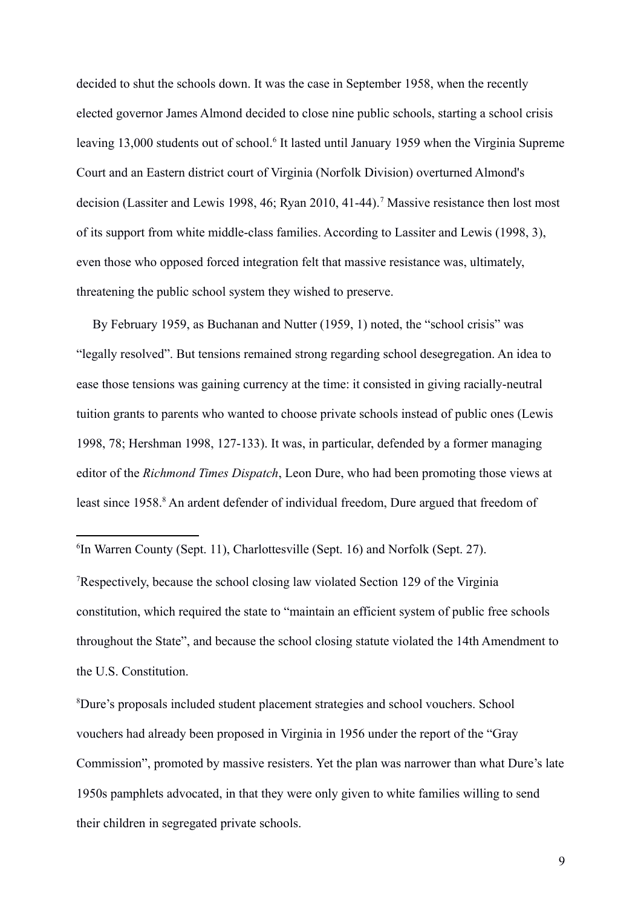decided to shut the schools down. It was the case in September 1958, when the recently elected governor James Almond decided to close nine public schools, starting a school crisis leaving 13,000 students out of school.[6] It lasted until January 1959 when the Virginia Supreme Court and an Eastern district court of Virginia (Norfolk Division) overturned Almond's decision (Lassiter and Lewis 1998, 46; Ryan 2010, 41-44).[7] Massive resistance then lost most of its support from white middle-class families. According to Lassiter and Lewis (1998, 3), even those who opposed forced integration felt that massive resistance was, ultimately, threatening the public school system they wished to preserve.

By February 1959, as Buchanan and Nutter (1959, 1) noted, the "school crisis" was "legally resolved". But tensions remained strong regarding school desegregation. An idea to ease those tensions was gaining currency at the time: it consisted in giving racially-neutral tuition grants to parents who wanted to choose private schools instead of public ones (Lewis 1998, 78; Hershman 1998, 127-133). It was, in particular, defended by a former managing editor of the *Richmond Times Dispatch*, Leon Dure, who had been promoting those views at least since 1958.[8] An ardent defender of individual freedom, Dure argued that freedom of

---

[6]In Warren County (Sept. 11), Charlottesville (Sept. 16) and Norfolk (Sept. 27).

[7]Respectively, because the school closing law violated Section 129 of the Virginia constitution, which required the state to "maintain an efficient system of public free schools throughout the State", and because the school closing statute violated the 14th Amendment to the U.S. Constitution.

[8]Dure's proposals included student placement strategies and school vouchers. School vouchers had already been proposed in Virginia in 1956 under the report of the "Gray Commission", promoted by massive resisters. Yet the plan was narrower than what Dure's late 1950s pamphlets advocated, in that they were only given to white families willing to send their children in segregated private schools.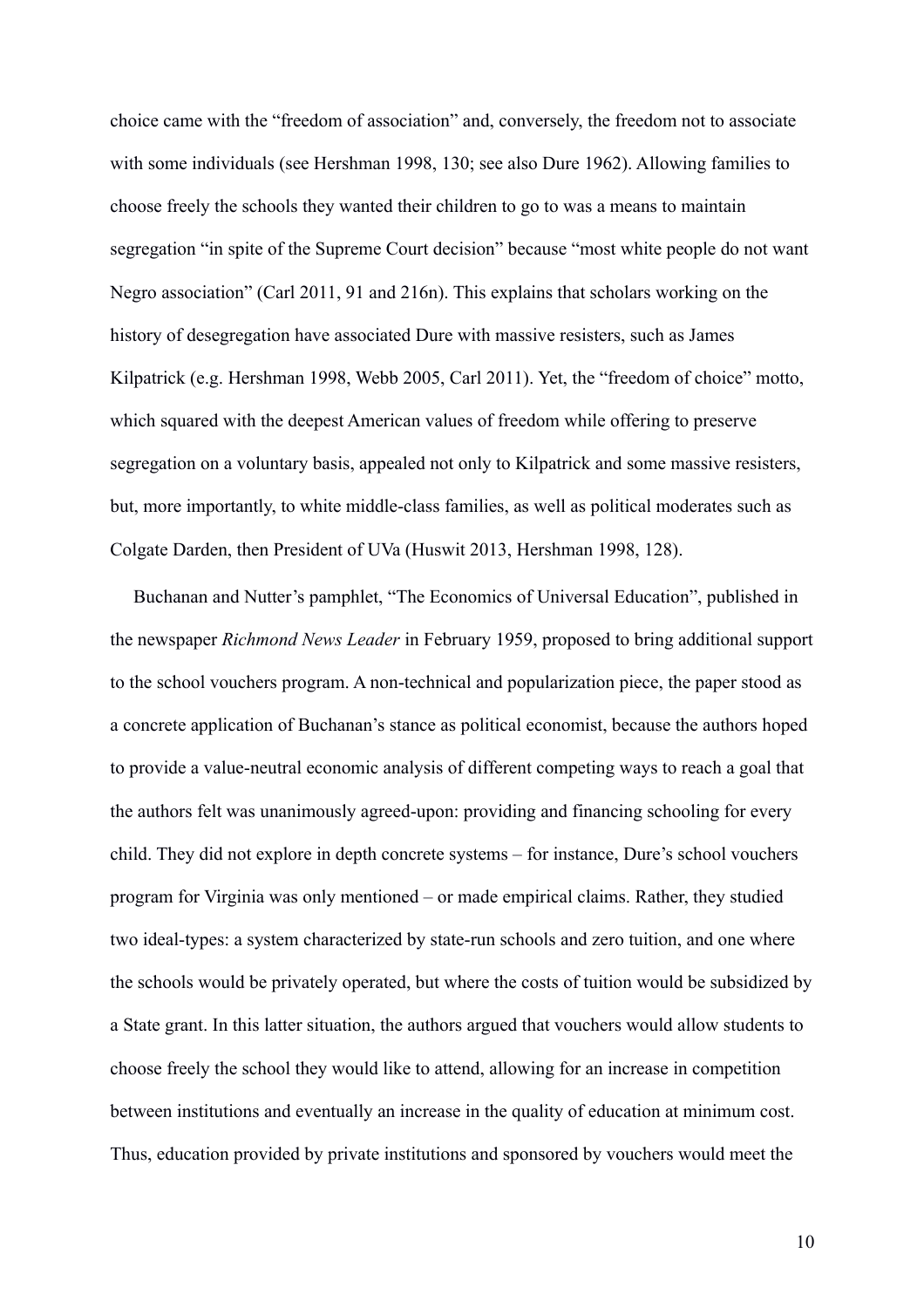choice came with the "freedom of association" and, conversely, the freedom not to associate with some individuals (see Hershman 1998, 130; see also Dure 1962). Allowing families to choose freely the schools they wanted their children to go to was a means to maintain segregation "in spite of the Supreme Court decision" because "most white people do not want Negro association" (Carl 2011, 91 and 216n). This explains that scholars working on the history of desegregation have associated Dure with massive resisters, such as James Kilpatrick (e.g. Hershman 1998, Webb 2005, Carl 2011). Yet, the "freedom of choice" motto, which squared with the deepest American values of freedom while offering to preserve segregation on a voluntary basis, appealed not only to Kilpatrick and some massive resisters, but, more importantly, to white middle-class families, as well as political moderates such as Colgate Darden, then President of UVa (Huswit 2013, Hershman 1998, 128).

Buchanan and Nutter's pamphlet, "The Economics of Universal Education", published in the newspaper *Richmond News Leader* in February 1959, proposed to bring additional support to the school vouchers program. A non-technical and popularization piece, the paper stood as a concrete application of Buchanan's stance as political economist, because the authors hoped to provide a value-neutral economic analysis of different competing ways to reach a goal that the authors felt was unanimously agreed-upon: providing and financing schooling for every child. They did not explore in depth concrete systems – for instance, Dure's school vouchers program for Virginia was only mentioned – or made empirical claims. Rather, they studied two ideal-types: a system characterized by state-run schools and zero tuition, and one where the schools would be privately operated, but where the costs of tuition would be subsidized by a State grant. In this latter situation, the authors argued that vouchers would allow students to choose freely the school they would like to attend, allowing for an increase in competition between institutions and eventually an increase in the quality of education at minimum cost. Thus, education provided by private institutions and sponsored by vouchers would meet the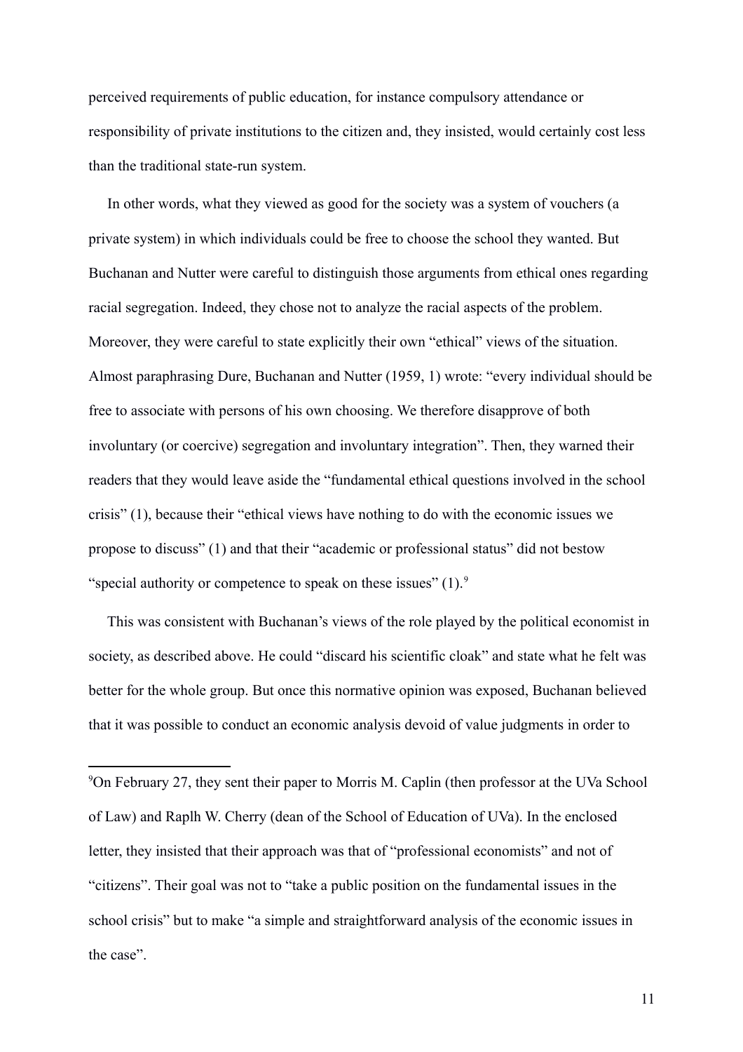perceived requirements of public education, for instance compulsory attendance or responsibility of private institutions to the citizen and, they insisted, would certainly cost less than the traditional state-run system.

In other words, what they viewed as good for the society was a system of vouchers (a private system) in which individuals could be free to choose the school they wanted. But Buchanan and Nutter were careful to distinguish those arguments from ethical ones regarding racial segregation. Indeed, they chose not to analyze the racial aspects of the problem. Moreover, they were careful to state explicitly their own "ethical" views of the situation. Almost paraphrasing Dure, Buchanan and Nutter (1959, 1) wrote: "every individual should be free to associate with persons of his own choosing. We therefore disapprove of both involuntary (or coercive) segregation and involuntary integration". Then, they warned their readers that they would leave aside the "fundamental ethical questions involved in the school crisis" (1), because their "ethical views have nothing to do with the economic issues we propose to discuss" (1) and that their "academic or professional status" did not bestow "special authority or competence to speak on these issues" (1).[9]

This was consistent with Buchanan's views of the role played by the political economist in society, as described above. He could "discard his scientific cloak" and state what he felt was better for the whole group. But once this normative opinion was exposed, Buchanan believed that it was possible to conduct an economic analysis devoid of value judgments in order to

---

[9]On February 27, they sent their paper to Morris M. Caplin (then professor at the UVa School of Law) and Raplh W. Cherry (dean of the School of Education of UVa). In the enclosed letter, they insisted that their approach was that of "professional economists" and not of "citizens". Their goal was not to "take a public position on the fundamental issues in the school crisis" but to make "a simple and straightforward analysis of the economic issues in the case".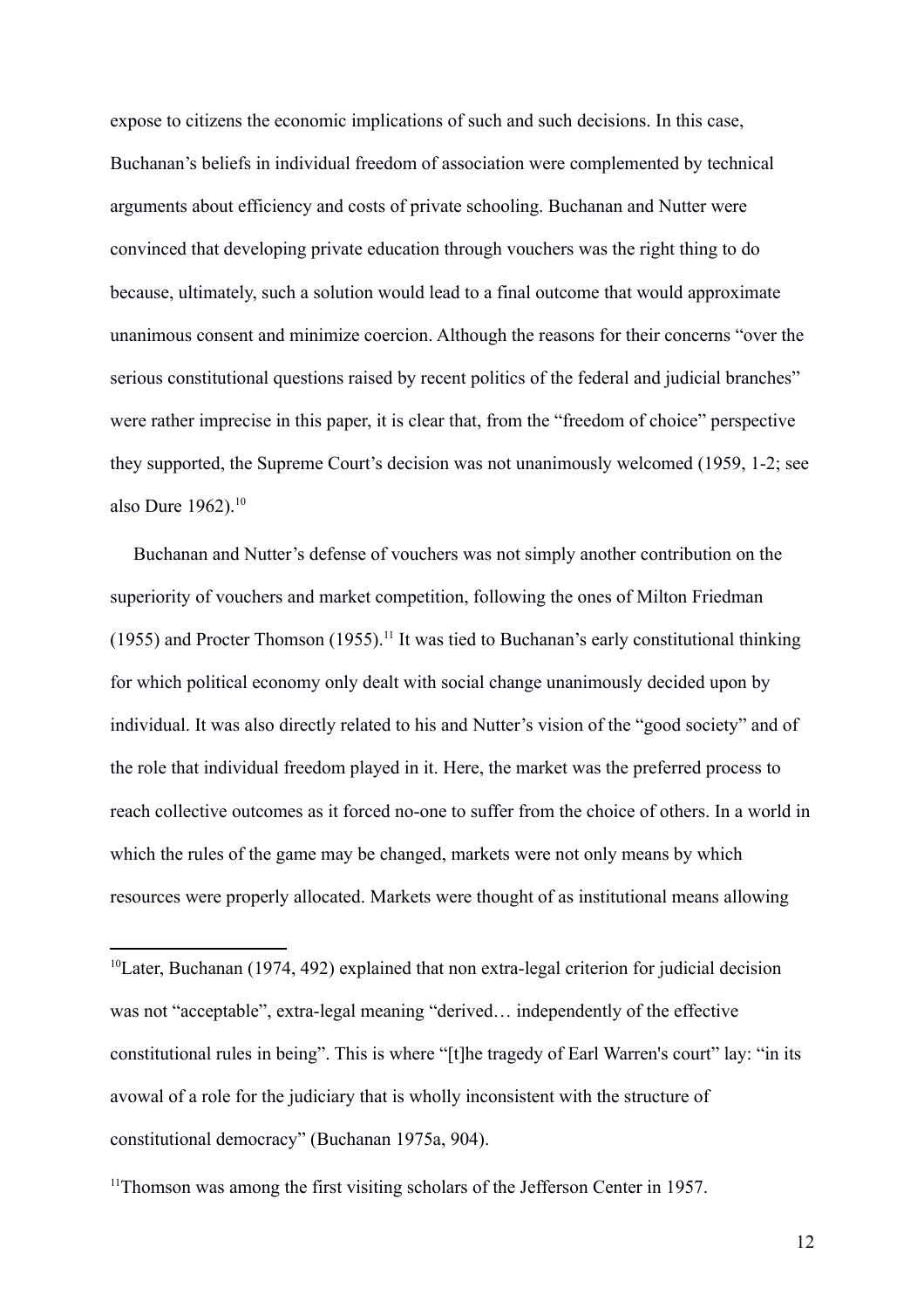expose to citizens the economic implications of such and such decisions. In this case, Buchanan's beliefs in individual freedom of association were complemented by technical arguments about efficiency and costs of private schooling. Buchanan and Nutter were convinced that developing private education through vouchers was the right thing to do because, ultimately, such a solution would lead to a final outcome that would approximate unanimous consent and minimize coercion. Although the reasons for their concerns "over the serious constitutional questions raised by recent politics of the federal and judicial branches" were rather imprecise in this paper, it is clear that, from the "freedom of choice" perspective they supported, the Supreme Court's decision was not unanimously welcomed (1959, 1-2; see also Dure 1962).[10]

Buchanan and Nutter's defense of vouchers was not simply another contribution on the superiority of vouchers and market competition, following the ones of Milton Friedman (1955) and Procter Thomson (1955).[11] It was tied to Buchanan's early constitutional thinking for which political economy only dealt with social change unanimously decided upon by individual. It was also directly related to his and Nutter's vision of the "good society" and of the role that individual freedom played in it. Here, the market was the preferred process to reach collective outcomes as it forced no-one to suffer from the choice of others. In a world in which the rules of the game may be changed, markets were not only means by which resources were properly allocated. Markets were thought of as institutional means allowing

[10]Later, Buchanan (1974, 492) explained that non extra-legal criterion for judicial decision was not "acceptable", extra-legal meaning "derived… independently of the effective constitutional rules in being". This is where "[t]he tragedy of Earl Warren's court" lay: "in its avowal of a role for the judiciary that is wholly inconsistent with the structure of constitutional democracy" (Buchanan 1975a, 904).

[11]Thomson was among the first visiting scholars of the Jefferson Center in 1957.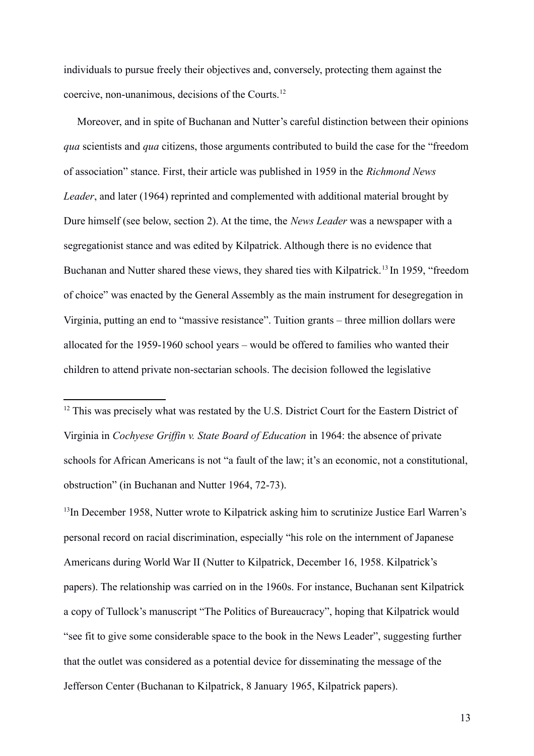individuals to pursue freely their objectives and, conversely, protecting them against the coercive, non-unanimous, decisions of the Courts.[12]

Moreover, and in spite of Buchanan and Nutter's careful distinction between their opinions *qua* scientists and *qua* citizens, those arguments contributed to build the case for the "freedom of association" stance. First, their article was published in 1959 in the *Richmond News Leader*, and later (1964) reprinted and complemented with additional material brought by Dure himself (see below, section 2). At the time, the *News Leader* was a newspaper with a segregationist stance and was edited by Kilpatrick. Although there is no evidence that Buchanan and Nutter shared these views, they shared ties with Kilpatrick.[13] In 1959, "freedom of choice" was enacted by the General Assembly as the main instrument for desegregation in Virginia, putting an end to "massive resistance". Tuition grants – three million dollars were allocated for the 1959-1960 school years – would be offered to families who wanted their children to attend private non-sectarian schools. The decision followed the legislative

[12] This was precisely what was restated by the U.S. District Court for the Eastern District of Virginia in *Cochyese Griffin v. State Board of Education* in 1964: the absence of private schools for African Americans is not "a fault of the law; it's an economic, not a constitutional, obstruction" (in Buchanan and Nutter 1964, 72-73).

[13] In December 1958, Nutter wrote to Kilpatrick asking him to scrutinize Justice Earl Warren's personal record on racial discrimination, especially "his role on the internment of Japanese Americans during World War II (Nutter to Kilpatrick, December 16, 1958. Kilpatrick's papers). The relationship was carried on in the 1960s. For instance, Buchanan sent Kilpatrick a copy of Tullock's manuscript "The Politics of Bureaucracy", hoping that Kilpatrick would "see fit to give some considerable space to the book in the News Leader", suggesting further that the outlet was considered as a potential device for disseminating the message of the Jefferson Center (Buchanan to Kilpatrick, 8 January 1965, Kilpatrick papers).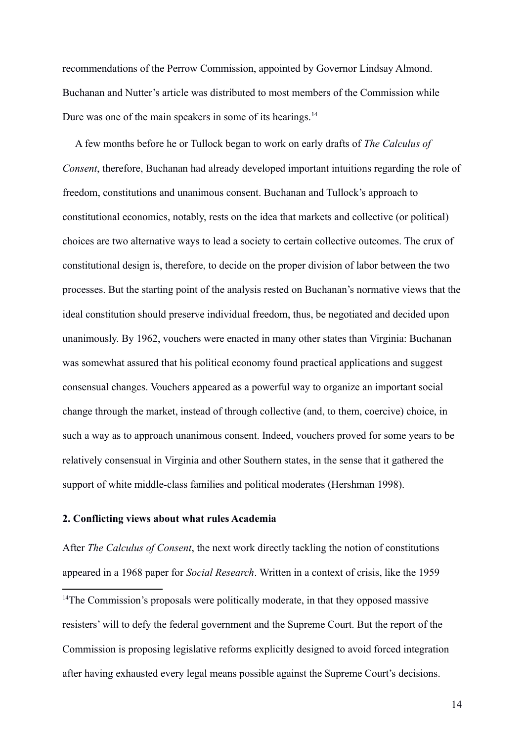recommendations of the Perrow Commission, appointed by Governor Lindsay Almond. Buchanan and Nutter's article was distributed to most members of the Commission while Dure was one of the main speakers in some of its hearings.[14]

A few months before he or Tullock began to work on early drafts of *The Calculus of Consent*, therefore, Buchanan had already developed important intuitions regarding the role of freedom, constitutions and unanimous consent. Buchanan and Tullock's approach to constitutional economics, notably, rests on the idea that markets and collective (or political) choices are two alternative ways to lead a society to certain collective outcomes. The crux of constitutional design is, therefore, to decide on the proper division of labor between the two processes. But the starting point of the analysis rested on Buchanan's normative views that the ideal constitution should preserve individual freedom, thus, be negotiated and decided upon unanimously. By 1962, vouchers were enacted in many other states than Virginia: Buchanan was somewhat assured that his political economy found practical applications and suggest consensual changes. Vouchers appeared as a powerful way to organize an important social change through the market, instead of through collective (and, to them, coercive) choice, in such a way as to approach unanimous consent. Indeed, vouchers proved for some years to be relatively consensual in Virginia and other Southern states, in the sense that it gathered the support of white middle-class families and political moderates (Hershman 1998).

## 2. Conflicting views about what rules Academia

After *The Calculus of Consent*, the next work directly tackling the notion of constitutions appeared in a 1968 paper for *Social Research*. Written in a context of crisis, like the 1959

[14]The Commission's proposals were politically moderate, in that they opposed massive resisters' will to defy the federal government and the Supreme Court. But the report of the Commission is proposing legislative reforms explicitly designed to avoid forced integration after having exhausted every legal means possible against the Supreme Court's decisions.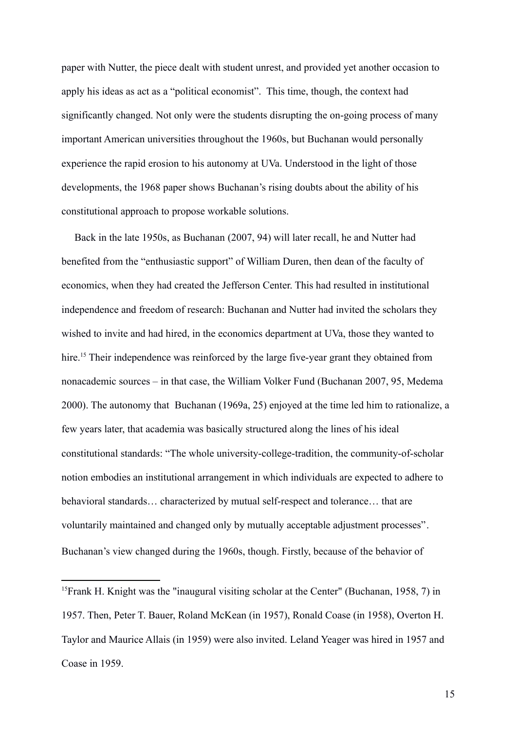paper with Nutter, the piece dealt with student unrest, and provided yet another occasion to apply his ideas as act as a "political economist". This time, though, the context had significantly changed. Not only were the students disrupting the on-going process of many important American universities throughout the 1960s, but Buchanan would personally experience the rapid erosion to his autonomy at UVa. Understood in the light of those developments, the 1968 paper shows Buchanan's rising doubts about the ability of his constitutional approach to propose workable solutions.

Back in the late 1950s, as Buchanan (2007, 94) will later recall, he and Nutter had benefited from the "enthusiastic support" of William Duren, then dean of the faculty of economics, when they had created the Jefferson Center. This had resulted in institutional independence and freedom of research: Buchanan and Nutter had invited the scholars they wished to invite and had hired, in the economics department at UVa, those they wanted to hire.[15] Their independence was reinforced by the large five-year grant they obtained from nonacademic sources – in that case, the William Volker Fund (Buchanan 2007, 95, Medema 2000). The autonomy that Buchanan (1969a, 25) enjoyed at the time led him to rationalize, a few years later, that academia was basically structured along the lines of his ideal constitutional standards: "The whole university-college-tradition, the community-of-scholar notion embodies an institutional arrangement in which individuals are expected to adhere to behavioral standards… characterized by mutual self-respect and tolerance… that are voluntarily maintained and changed only by mutually acceptable adjustment processes". Buchanan's view changed during the 1960s, though. Firstly, because of the behavior of

---

[15] Frank H. Knight was the "inaugural visiting scholar at the Center" (Buchanan, 1958, 7) in 1957. Then, Peter T. Bauer, Roland McKean (in 1957), Ronald Coase (in 1958), Overton H. Taylor and Maurice Allais (in 1959) were also invited. Leland Yeager was hired in 1957 and Coase in 1959.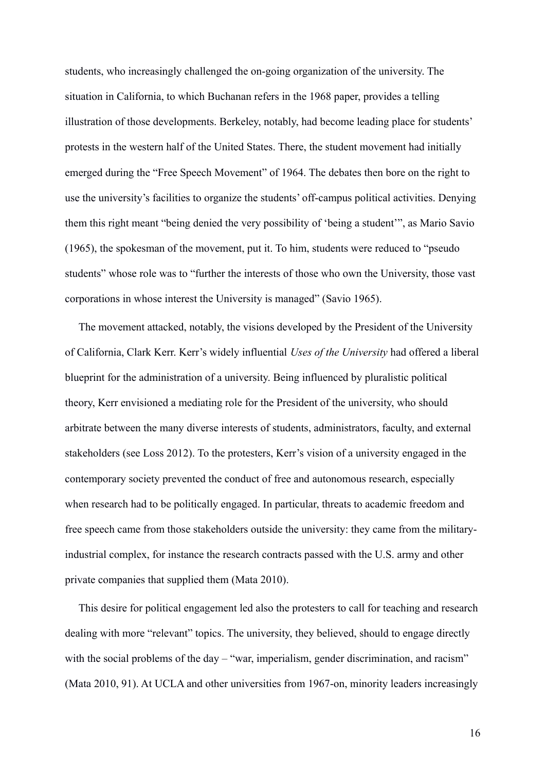students, who increasingly challenged the on-going organization of the university. The situation in California, to which Buchanan refers in the 1968 paper, provides a telling illustration of those developments. Berkeley, notably, had become leading place for students' protests in the western half of the United States. There, the student movement had initially emerged during the "Free Speech Movement" of 1964. The debates then bore on the right to use the university's facilities to organize the students' off-campus political activities. Denying them this right meant "being denied the very possibility of 'being a student'", as Mario Savio (1965), the spokesman of the movement, put it. To him, students were reduced to "pseudo students" whose role was to "further the interests of those who own the University, those vast corporations in whose interest the University is managed" (Savio 1965).

The movement attacked, notably, the visions developed by the President of the University of California, Clark Kerr. Kerr's widely influential *Uses of the University* had offered a liberal blueprint for the administration of a university. Being influenced by pluralistic political theory, Kerr envisioned a mediating role for the President of the university, who should arbitrate between the many diverse interests of students, administrators, faculty, and external stakeholders (see Loss 2012). To the protesters, Kerr's vision of a university engaged in the contemporary society prevented the conduct of free and autonomous research, especially when research had to be politically engaged. In particular, threats to academic freedom and free speech came from those stakeholders outside the university: they came from the military-industrial complex, for instance the research contracts passed with the U.S. army and other private companies that supplied them (Mata 2010).

This desire for political engagement led also the protesters to call for teaching and research dealing with more "relevant" topics. The university, they believed, should to engage directly with the social problems of the day – "war, imperialism, gender discrimination, and racism" (Mata 2010, 91). At UCLA and other universities from 1967-on, minority leaders increasingly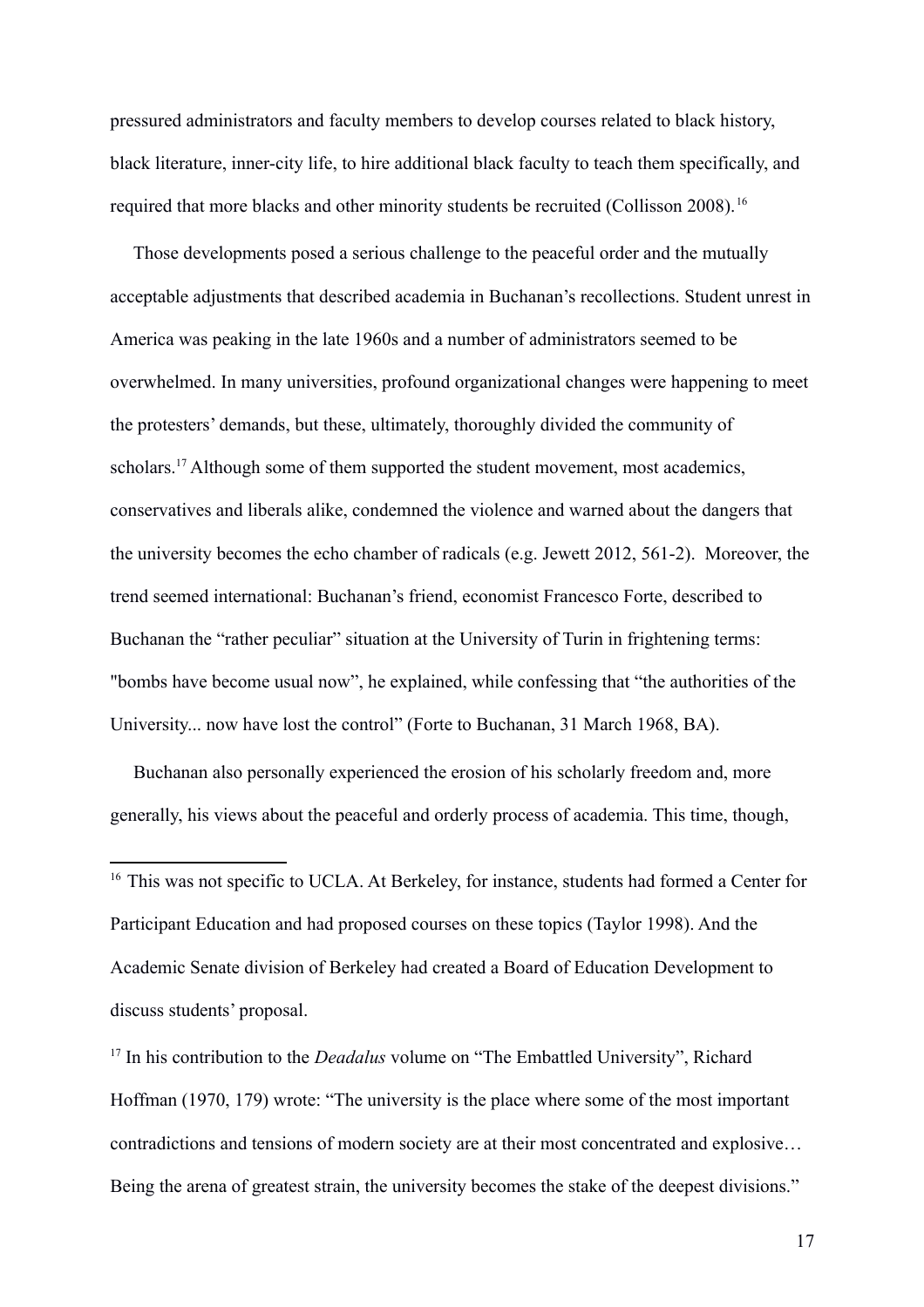pressured administrators and faculty members to develop courses related to black history, black literature, inner-city life, to hire additional black faculty to teach them specifically, and required that more blacks and other minority students be recruited (Collisson 2008).[16]

Those developments posed a serious challenge to the peaceful order and the mutually acceptable adjustments that described academia in Buchanan's recollections. Student unrest in America was peaking in the late 1960s and a number of administrators seemed to be overwhelmed. In many universities, profound organizational changes were happening to meet the protesters' demands, but these, ultimately, thoroughly divided the community of scholars.[17] Although some of them supported the student movement, most academics, conservatives and liberals alike, condemned the violence and warned about the dangers that the university becomes the echo chamber of radicals (e.g. Jewett 2012, 561-2). Moreover, the trend seemed international: Buchanan's friend, economist Francesco Forte, described to Buchanan the "rather peculiar" situation at the University of Turin in frightening terms: "bombs have become usual now", he explained, while confessing that "the authorities of the University... now have lost the control" (Forte to Buchanan, 31 March 1968, BA).

Buchanan also personally experienced the erosion of his scholarly freedom and, more generally, his views about the peaceful and orderly process of academia. This time, though,

[16] This was not specific to UCLA. At Berkeley, for instance, students had formed a Center for Participant Education and had proposed courses on these topics (Taylor 1998). And the Academic Senate division of Berkeley had created a Board of Education Development to discuss students' proposal.

[17] In his contribution to the *Deadalus* volume on "The Embattled University", Richard Hoffman (1970, 179) wrote: "The university is the place where some of the most important contradictions and tensions of modern society are at their most concentrated and explosive… Being the arena of greatest strain, the university becomes the stake of the deepest divisions."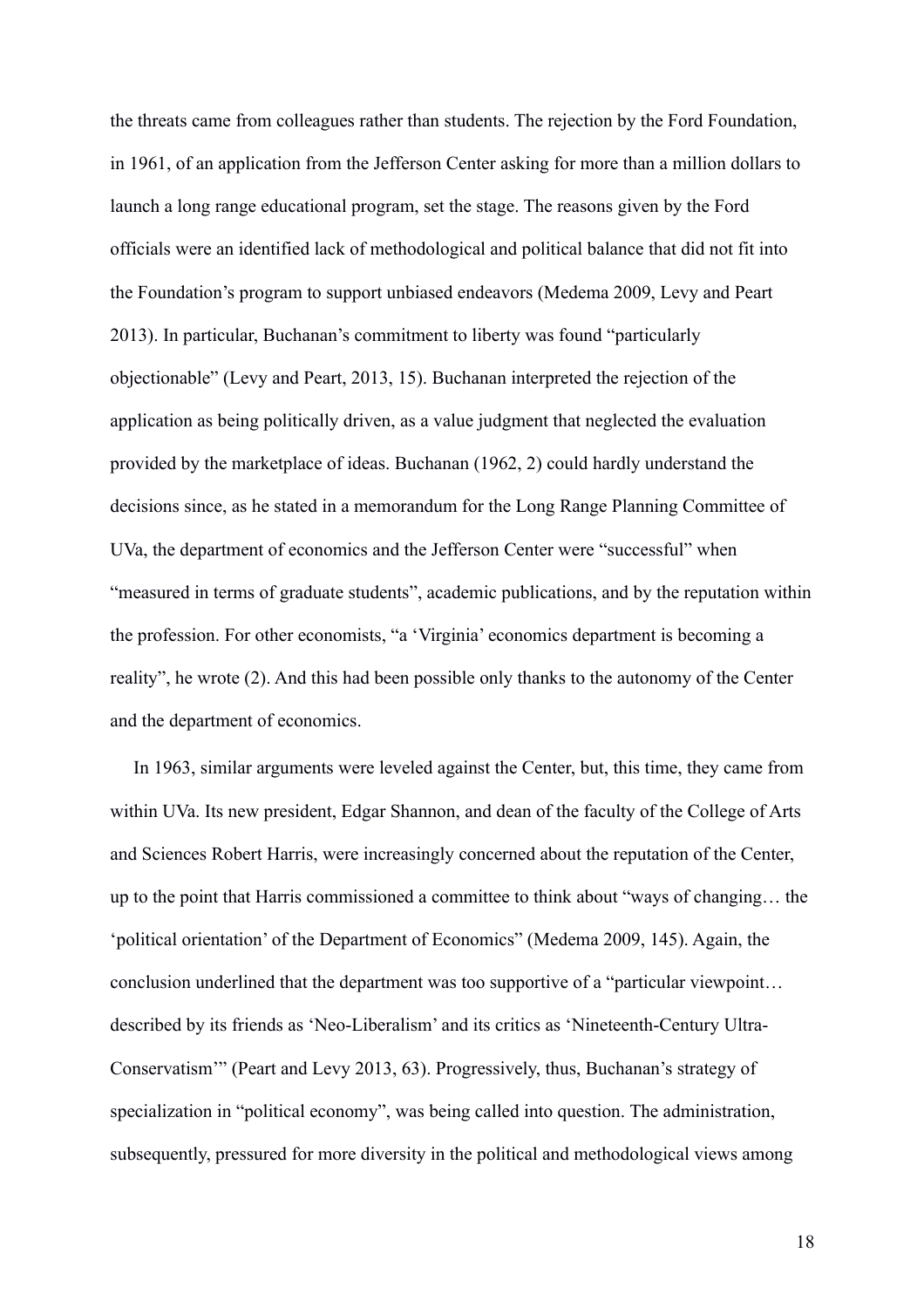the threats came from colleagues rather than students. The rejection by the Ford Foundation, in 1961, of an application from the Jefferson Center asking for more than a million dollars to launch a long range educational program, set the stage. The reasons given by the Ford officials were an identified lack of methodological and political balance that did not fit into the Foundation's program to support unbiased endeavors (Medema 2009, Levy and Peart 2013). In particular, Buchanan's commitment to liberty was found "particularly objectionable" (Levy and Peart, 2013, 15). Buchanan interpreted the rejection of the application as being politically driven, as a value judgment that neglected the evaluation provided by the marketplace of ideas. Buchanan (1962, 2) could hardly understand the decisions since, as he stated in a memorandum for the Long Range Planning Committee of UVa, the department of economics and the Jefferson Center were "successful" when "measured in terms of graduate students", academic publications, and by the reputation within the profession. For other economists, "a 'Virginia' economics department is becoming a reality", he wrote (2). And this had been possible only thanks to the autonomy of the Center and the department of economics.

In 1963, similar arguments were leveled against the Center, but, this time, they came from within UVa. Its new president, Edgar Shannon, and dean of the faculty of the College of Arts and Sciences Robert Harris, were increasingly concerned about the reputation of the Center, up to the point that Harris commissioned a committee to think about "ways of changing… the 'political orientation' of the Department of Economics" (Medema 2009, 145). Again, the conclusion underlined that the department was too supportive of a "particular viewpoint… described by its friends as 'Neo-Liberalism' and its critics as 'Nineteenth-Century Ultra-Conservatism'" (Peart and Levy 2013, 63). Progressively, thus, Buchanan's strategy of specialization in "political economy", was being called into question. The administration, subsequently, pressured for more diversity in the political and methodological views among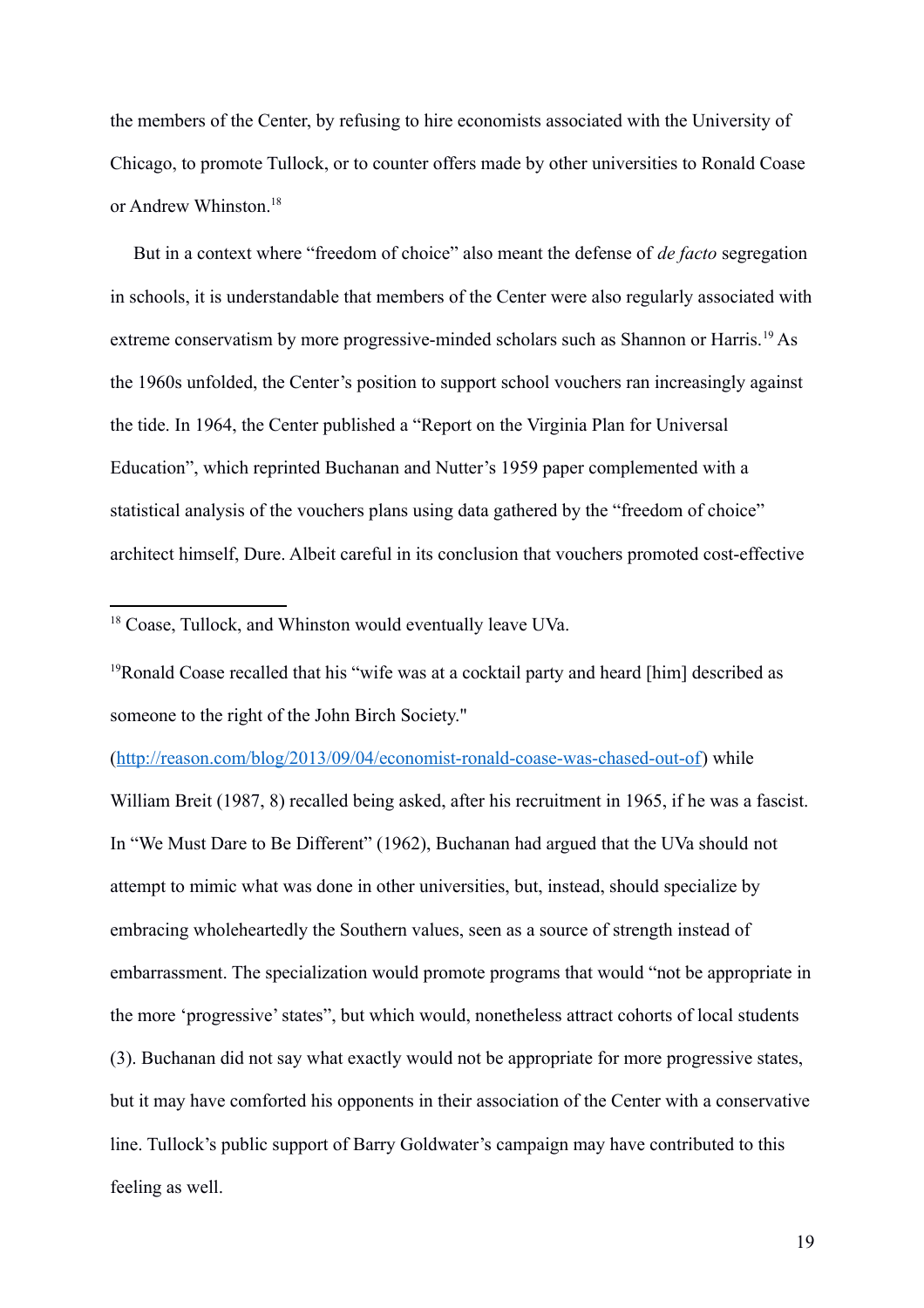the members of the Center, by refusing to hire economists associated with the University of Chicago, to promote Tullock, or to counter offers made by other universities to Ronald Coase or Andrew Whinston.[18]

But in a context where "freedom of choice" also meant the defense of *de facto* segregation in schools, it is understandable that members of the Center were also regularly associated with extreme conservatism by more progressive-minded scholars such as Shannon or Harris.[19] As the 1960s unfolded, the Center's position to support school vouchers ran increasingly against the tide. In 1964, the Center published a "Report on the Virginia Plan for Universal Education", which reprinted Buchanan and Nutter's 1959 paper complemented with a statistical analysis of the vouchers plans using data gathered by the "freedom of choice" architect himself, Dure. Albeit careful in its conclusion that vouchers promoted cost-effective

---

[18] Coase, Tullock, and Whinston would eventually leave UVa.

[19] Ronald Coase recalled that his "wife was at a cocktail party and heard [him] described as someone to the right of the John Birch Society." (http://reason.com/blog/2013/09/04/economist-ronald-coase-was-chased-out-of) while William Breit (1987, 8) recalled being asked, after his recruitment in 1965, if he was a fascist. In "We Must Dare to Be Different" (1962), Buchanan had argued that the UVa should not attempt to mimic what was done in other universities, but, instead, should specialize by embracing wholeheartedly the Southern values, seen as a source of strength instead of embarrassment. The specialization would promote programs that would "not be appropriate in the more 'progressive' states", but which would, nonetheless attract cohorts of local students (3). Buchanan did not say what exactly would not be appropriate for more progressive states, but it may have comforted his opponents in their association of the Center with a conservative line. Tullock's public support of Barry Goldwater's campaign may have contributed to this feeling as well.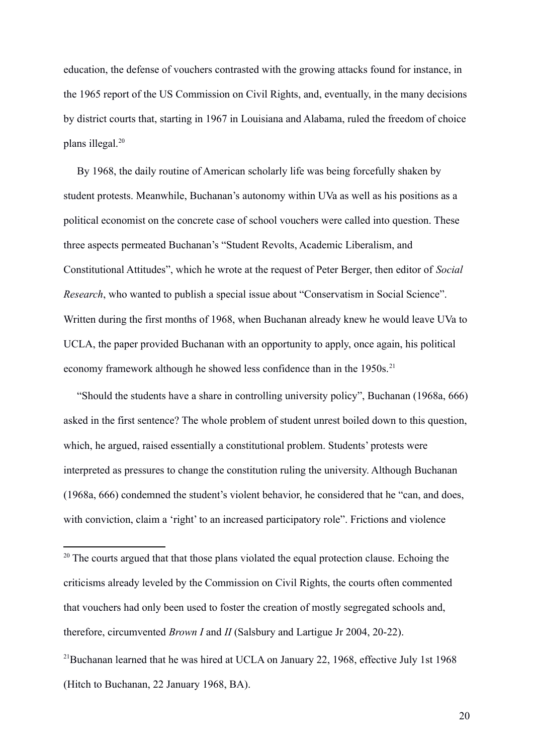education, the defense of vouchers contrasted with the growing attacks found for instance, in the 1965 report of the US Commission on Civil Rights, and, eventually, in the many decisions by district courts that, starting in 1967 in Louisiana and Alabama, ruled the freedom of choice plans illegal.[20]

By 1968, the daily routine of American scholarly life was being forcefully shaken by student protests. Meanwhile, Buchanan's autonomy within UVa as well as his positions as a political economist on the concrete case of school vouchers were called into question. These three aspects permeated Buchanan's "Student Revolts, Academic Liberalism, and Constitutional Attitudes", which he wrote at the request of Peter Berger, then editor of *Social Research*, who wanted to publish a special issue about "Conservatism in Social Science". Written during the first months of 1968, when Buchanan already knew he would leave UVa to UCLA, the paper provided Buchanan with an opportunity to apply, once again, his political economy framework although he showed less confidence than in the 1950s.[21]

"Should the students have a share in controlling university policy", Buchanan (1968a, 666) asked in the first sentence? The whole problem of student unrest boiled down to this question, which, he argued, raised essentially a constitutional problem. Students' protests were interpreted as pressures to change the constitution ruling the university. Although Buchanan (1968a, 666) condemned the student's violent behavior, he considered that he "can, and does, with conviction, claim a 'right' to an increased participatory role". Frictions and violence

---

[20] The courts argued that that those plans violated the equal protection clause. Echoing the criticisms already leveled by the Commission on Civil Rights, the courts often commented that vouchers had only been used to foster the creation of mostly segregated schools and, therefore, circumvented *Brown I* and *II* (Salsbury and Lartigue Jr 2004, 20-22).

[21] Buchanan learned that he was hired at UCLA on January 22, 1968, effective July 1st 1968 (Hitch to Buchanan, 22 January 1968, BA).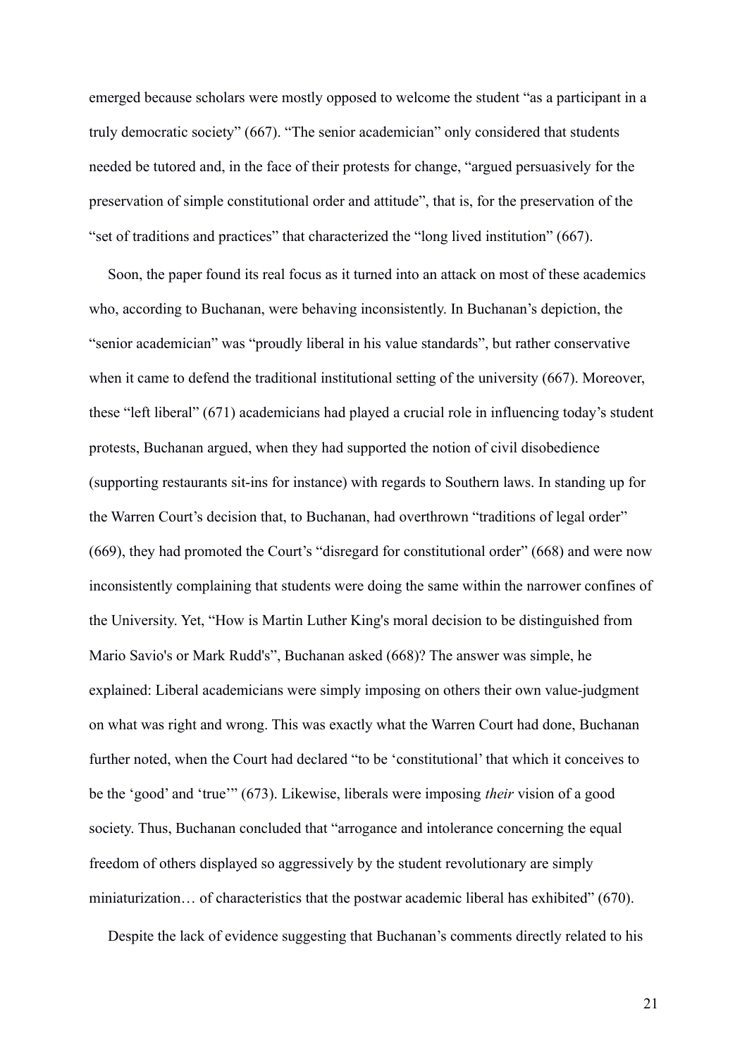emerged because scholars were mostly opposed to welcome the student "as a participant in a truly democratic society" (667). "The senior academician" only considered that students needed be tutored and, in the face of their protests for change, "argued persuasively for the preservation of simple constitutional order and attitude", that is, for the preservation of the "set of traditions and practices" that characterized the "long lived institution" (667).

Soon, the paper found its real focus as it turned into an attack on most of these academics who, according to Buchanan, were behaving inconsistently. In Buchanan's depiction, the "senior academician" was "proudly liberal in his value standards", but rather conservative when it came to defend the traditional institutional setting of the university (667). Moreover, these "left liberal" (671) academicians had played a crucial role in influencing today's student protests, Buchanan argued, when they had supported the notion of civil disobedience (supporting restaurants sit-ins for instance) with regards to Southern laws. In standing up for the Warren Court's decision that, to Buchanan, had overthrown "traditions of legal order" (669), they had promoted the Court's "disregard for constitutional order" (668) and were now inconsistently complaining that students were doing the same within the narrower confines of the University. Yet, "How is Martin Luther King's moral decision to be distinguished from Mario Savio's or Mark Rudd's", Buchanan asked (668)? The answer was simple, he explained: Liberal academicians were simply imposing on others their own value-judgment on what was right and wrong. This was exactly what the Warren Court had done, Buchanan further noted, when the Court had declared "to be 'constitutional' that which it conceives to be the 'good' and 'true'" (673). Likewise, liberals were imposing *their* vision of a good society. Thus, Buchanan concluded that "arrogance and intolerance concerning the equal freedom of others displayed so aggressively by the student revolutionary are simply miniaturization… of characteristics that the postwar academic liberal has exhibited" (670).

Despite the lack of evidence suggesting that Buchanan's comments directly related to his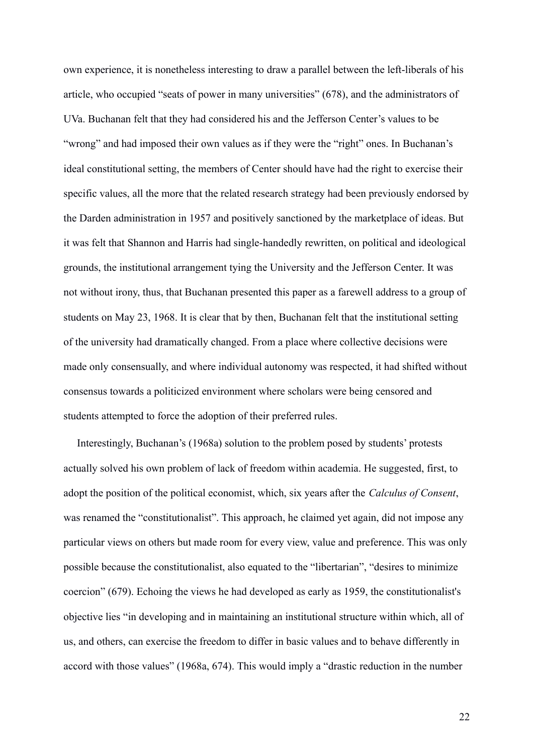own experience, it is nonetheless interesting to draw a parallel between the left-liberals of his article, who occupied "seats of power in many universities" (678), and the administrators of UVa. Buchanan felt that they had considered his and the Jefferson Center's values to be "wrong" and had imposed their own values as if they were the "right" ones. In Buchanan's ideal constitutional setting, the members of Center should have had the right to exercise their specific values, all the more that the related research strategy had been previously endorsed by the Darden administration in 1957 and positively sanctioned by the marketplace of ideas. But it was felt that Shannon and Harris had single-handedly rewritten, on political and ideological grounds, the institutional arrangement tying the University and the Jefferson Center. It was not without irony, thus, that Buchanan presented this paper as a farewell address to a group of students on May 23, 1968. It is clear that by then, Buchanan felt that the institutional setting of the university had dramatically changed. From a place where collective decisions were made only consensually, and where individual autonomy was respected, it had shifted without consensus towards a politicized environment where scholars were being censored and students attempted to force the adoption of their preferred rules.

Interestingly, Buchanan's (1968a) solution to the problem posed by students' protests actually solved his own problem of lack of freedom within academia. He suggested, first, to adopt the position of the political economist, which, six years after the *Calculus of Consent*, was renamed the "constitutionalist". This approach, he claimed yet again, did not impose any particular views on others but made room for every view, value and preference. This was only possible because the constitutionalist, also equated to the "libertarian", "desires to minimize coercion" (679). Echoing the views he had developed as early as 1959, the constitutionalist's objective lies "in developing and in maintaining an institutional structure within which, all of us, and others, can exercise the freedom to differ in basic values and to behave differently in accord with those values" (1968a, 674). This would imply a "drastic reduction in the number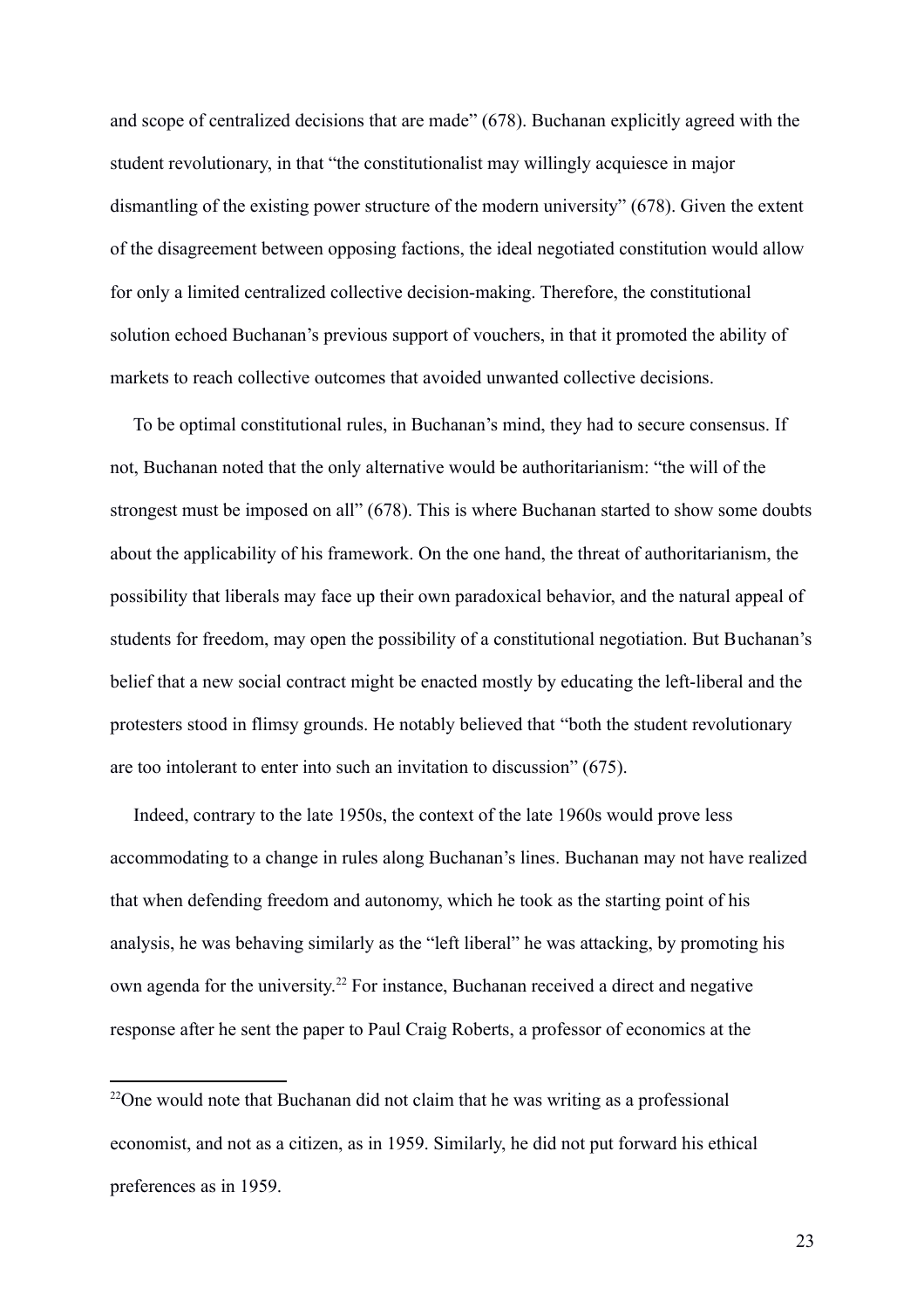and scope of centralized decisions that are made" (678). Buchanan explicitly agreed with the student revolutionary, in that "the constitutionalist may willingly acquiesce in major dismantling of the existing power structure of the modern university" (678). Given the extent of the disagreement between opposing factions, the ideal negotiated constitution would allow for only a limited centralized collective decision-making. Therefore, the constitutional solution echoed Buchanan's previous support of vouchers, in that it promoted the ability of markets to reach collective outcomes that avoided unwanted collective decisions.

To be optimal constitutional rules, in Buchanan's mind, they had to secure consensus. If not, Buchanan noted that the only alternative would be authoritarianism: "the will of the strongest must be imposed on all" (678). This is where Buchanan started to show some doubts about the applicability of his framework. On the one hand, the threat of authoritarianism, the possibility that liberals may face up their own paradoxical behavior, and the natural appeal of students for freedom, may open the possibility of a constitutional negotiation. But Buchanan's belief that a new social contract might be enacted mostly by educating the left-liberal and the protesters stood in flimsy grounds. He notably believed that "both the student revolutionary are too intolerant to enter into such an invitation to discussion" (675).

Indeed, contrary to the late 1950s, the context of the late 1960s would prove less accommodating to a change in rules along Buchanan's lines. Buchanan may not have realized that when defending freedom and autonomy, which he took as the starting point of his analysis, he was behaving similarly as the "left liberal" he was attacking, by promoting his own agenda for the university.[22] For instance, Buchanan received a direct and negative response after he sent the paper to Paul Craig Roberts, a professor of economics at the

[22]One would note that Buchanan did not claim that he was writing as a professional economist, and not as a citizen, as in 1959. Similarly, he did not put forward his ethical preferences as in 1959.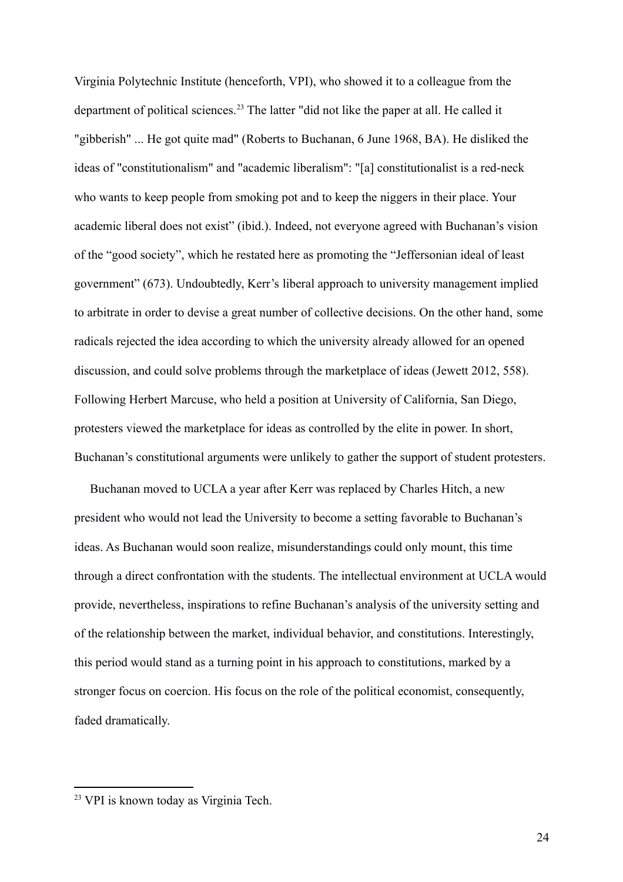Virginia Polytechnic Institute (henceforth, VPI), who showed it to a colleague from the department of political sciences.[23] The latter "did not like the paper at all. He called it "gibberish" ... He got quite mad" (Roberts to Buchanan, 6 June 1968, BA). He disliked the ideas of "constitutionalism" and "academic liberalism": "[a] constitutionalist is a red-neck who wants to keep people from smoking pot and to keep the niggers in their place. Your academic liberal does not exist" (ibid.). Indeed, not everyone agreed with Buchanan's vision of the "good society", which he restated here as promoting the "Jeffersonian ideal of least government" (673). Undoubtedly, Kerr's liberal approach to university management implied to arbitrate in order to devise a great number of collective decisions. On the other hand, some radicals rejected the idea according to which the university already allowed for an opened discussion, and could solve problems through the marketplace of ideas (Jewett 2012, 558). Following Herbert Marcuse, who held a position at University of California, San Diego, protesters viewed the marketplace for ideas as controlled by the elite in power. In short, Buchanan's constitutional arguments were unlikely to gather the support of student protesters.

Buchanan moved to UCLA a year after Kerr was replaced by Charles Hitch, a new president who would not lead the University to become a setting favorable to Buchanan's ideas. As Buchanan would soon realize, misunderstandings could only mount, this time through a direct confrontation with the students. The intellectual environment at UCLA would provide, nevertheless, inspirations to refine Buchanan's analysis of the university setting and of the relationship between the market, individual behavior, and constitutions. Interestingly, this period would stand as a turning point in his approach to constitutions, marked by a stronger focus on coercion. His focus on the role of the political economist, consequently, faded dramatically.

[23] VPI is known today as Virginia Tech.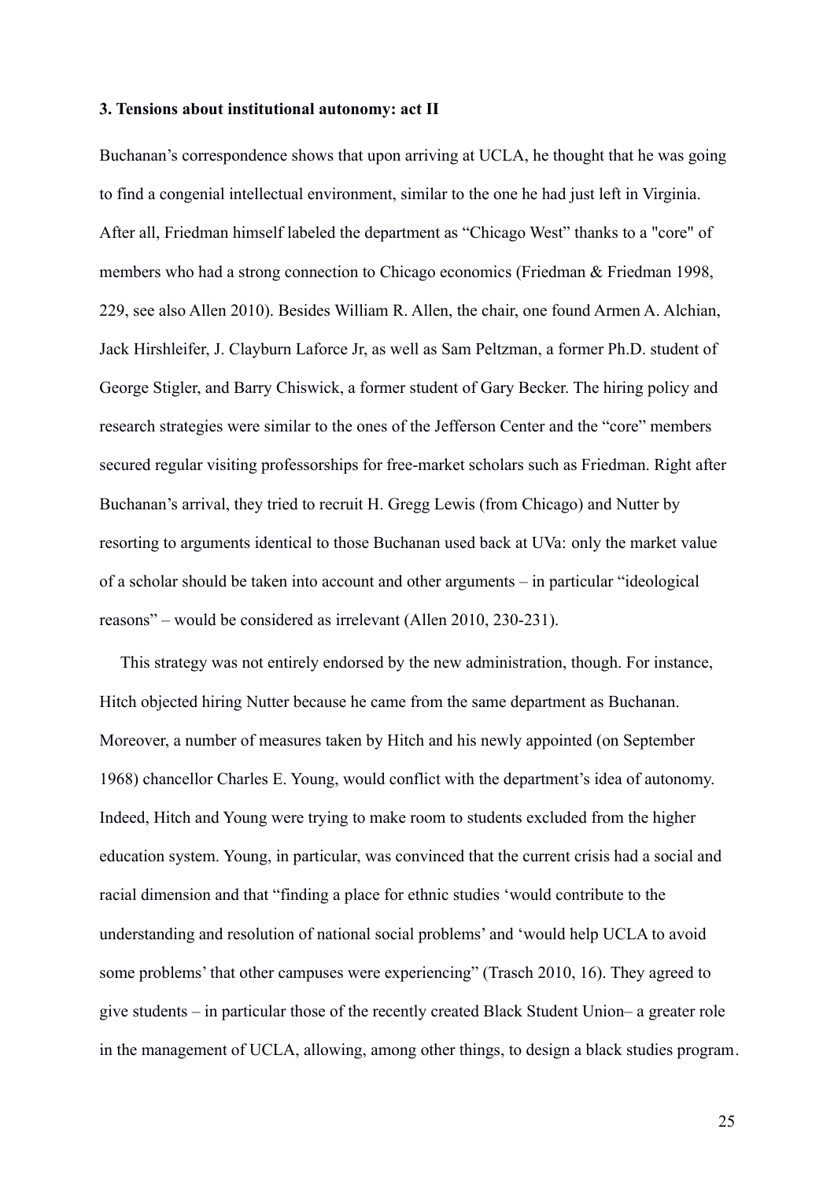### 3. Tensions about institutional autonomy: act II

Buchanan's correspondence shows that upon arriving at UCLA, he thought that he was going to find a congenial intellectual environment, similar to the one he had just left in Virginia. After all, Friedman himself labeled the department as "Chicago West" thanks to a "core" of members who had a strong connection to Chicago economics (Friedman & Friedman 1998, 229, see also Allen 2010). Besides William R. Allen, the chair, one found Armen A. Alchian, Jack Hirshleifer, J. Clayburn Laforce Jr, as well as Sam Peltzman, a former Ph.D. student of George Stigler, and Barry Chiswick, a former student of Gary Becker. The hiring policy and research strategies were similar to the ones of the Jefferson Center and the "core" members secured regular visiting professorships for free-market scholars such as Friedman. Right after Buchanan's arrival, they tried to recruit H. Gregg Lewis (from Chicago) and Nutter by resorting to arguments identical to those Buchanan used back at UVa: only the market value of a scholar should be taken into account and other arguments – in particular "ideological reasons" – would be considered as irrelevant (Allen 2010, 230-231).

This strategy was not entirely endorsed by the new administration, though. For instance, Hitch objected hiring Nutter because he came from the same department as Buchanan. Moreover, a number of measures taken by Hitch and his newly appointed (on September 1968) chancellor Charles E. Young, would conflict with the department's idea of autonomy. Indeed, Hitch and Young were trying to make room to students excluded from the higher education system. Young, in particular, was convinced that the current crisis had a social and racial dimension and that "finding a place for ethnic studies 'would contribute to the understanding and resolution of national social problems' and 'would help UCLA to avoid some problems' that other campuses were experiencing" (Trasch 2010, 16). They agreed to give students – in particular those of the recently created Black Student Union– a greater role in the management of UCLA, allowing, among other things, to design a black studies program.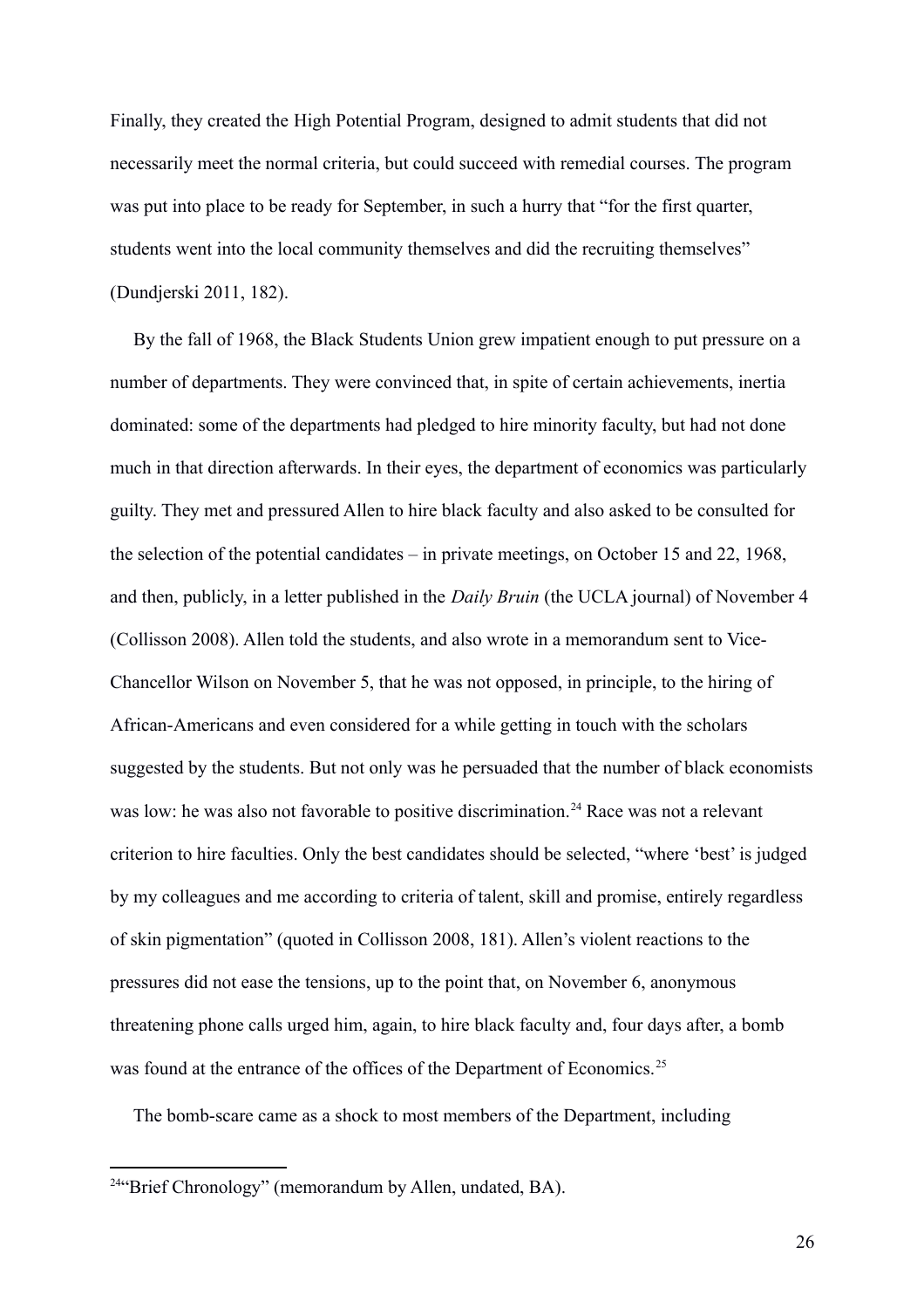Finally, they created the High Potential Program, designed to admit students that did not necessarily meet the normal criteria, but could succeed with remedial courses. The program was put into place to be ready for September, in such a hurry that "for the first quarter, students went into the local community themselves and did the recruiting themselves" (Dundjerski 2011, 182).

By the fall of 1968, the Black Students Union grew impatient enough to put pressure on a number of departments. They were convinced that, in spite of certain achievements, inertia dominated: some of the departments had pledged to hire minority faculty, but had not done much in that direction afterwards. In their eyes, the department of economics was particularly guilty. They met and pressured Allen to hire black faculty and also asked to be consulted for the selection of the potential candidates – in private meetings, on October 15 and 22, 1968, and then, publicly, in a letter published in the *Daily Bruin* (the UCLA journal) of November 4 (Collisson 2008). Allen told the students, and also wrote in a memorandum sent to Vice-Chancellor Wilson on November 5, that he was not opposed, in principle, to the hiring of African-Americans and even considered for a while getting in touch with the scholars suggested by the students. But not only was he persuaded that the number of black economists was low: he was also not favorable to positive discrimination.[24] Race was not a relevant criterion to hire faculties. Only the best candidates should be selected, "where 'best' is judged by my colleagues and me according to criteria of talent, skill and promise, entirely regardless of skin pigmentation" (quoted in Collisson 2008, 181). Allen's violent reactions to the pressures did not ease the tensions, up to the point that, on November 6, anonymous threatening phone calls urged him, again, to hire black faculty and, four days after, a bomb was found at the entrance of the offices of the Department of Economics.[25]

The bomb-scare came as a shock to most members of the Department, including

[24] "Brief Chronology" (memorandum by Allen, undated, BA).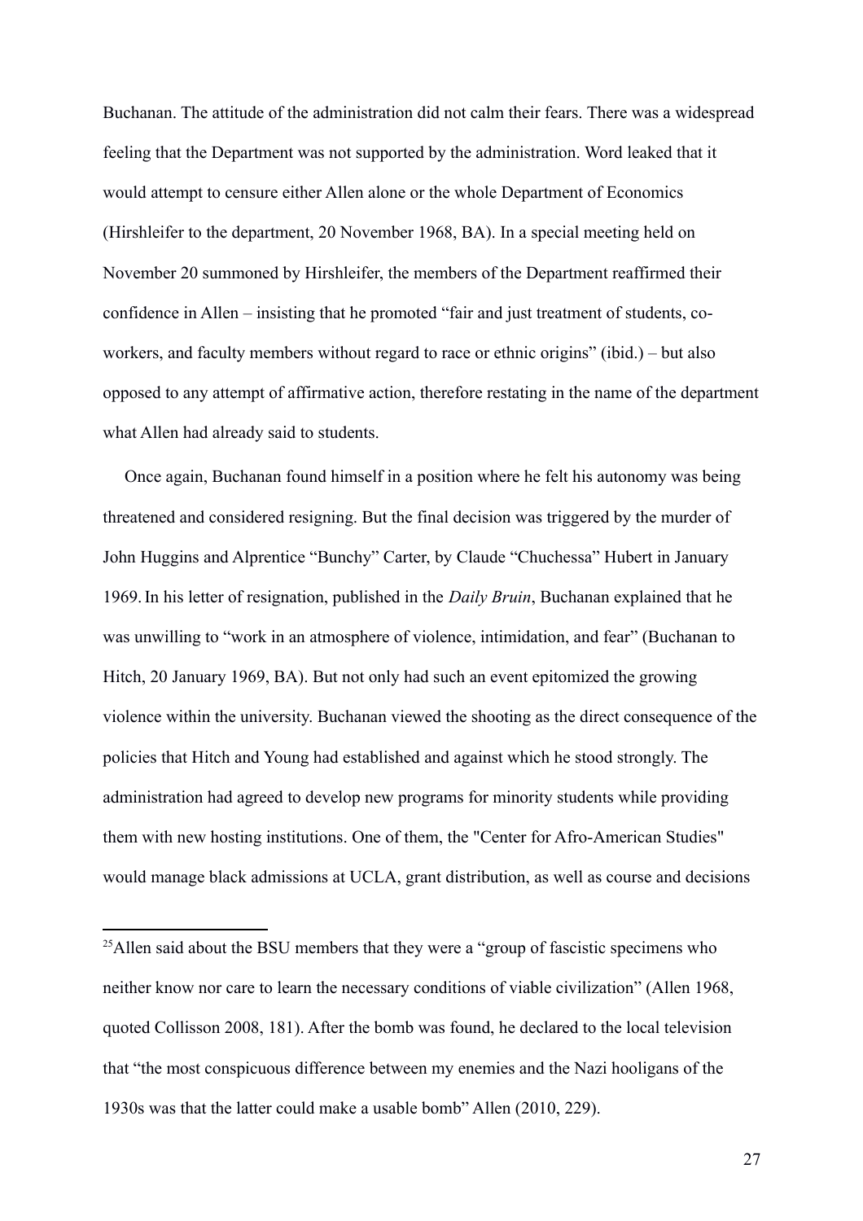Buchanan. The attitude of the administration did not calm their fears. There was a widespread feeling that the Department was not supported by the administration. Word leaked that it would attempt to censure either Allen alone or the whole Department of Economics (Hirshleifer to the department, 20 November 1968, BA). In a special meeting held on November 20 summoned by Hirshleifer, the members of the Department reaffirmed their confidence in Allen – insisting that he promoted "fair and just treatment of students, co-workers, and faculty members without regard to race or ethnic origins" (ibid.) – but also opposed to any attempt of affirmative action, therefore restating in the name of the department what Allen had already said to students.

Once again, Buchanan found himself in a position where he felt his autonomy was being threatened and considered resigning. But the final decision was triggered by the murder of John Huggins and Alprentice "Bunchy" Carter, by Claude "Chuchessa" Hubert in January 1969. In his letter of resignation, published in the *Daily Bruin*, Buchanan explained that he was unwilling to "work in an atmosphere of violence, intimidation, and fear" (Buchanan to Hitch, 20 January 1969, BA). But not only had such an event epitomized the growing violence within the university. Buchanan viewed the shooting as the direct consequence of the policies that Hitch and Young had established and against which he stood strongly. The administration had agreed to develop new programs for minority students while providing them with new hosting institutions. One of them, the "Center for Afro-American Studies" would manage black admissions at UCLA, grant distribution, as well as course and decisions

---

[25]Allen said about the BSU members that they were a "group of fascistic specimens who neither know nor care to learn the necessary conditions of viable civilization" (Allen 1968, quoted Collisson 2008, 181). After the bomb was found, he declared to the local television that "the most conspicuous difference between my enemies and the Nazi hooligans of the 1930s was that the latter could make a usable bomb" Allen (2010, 229).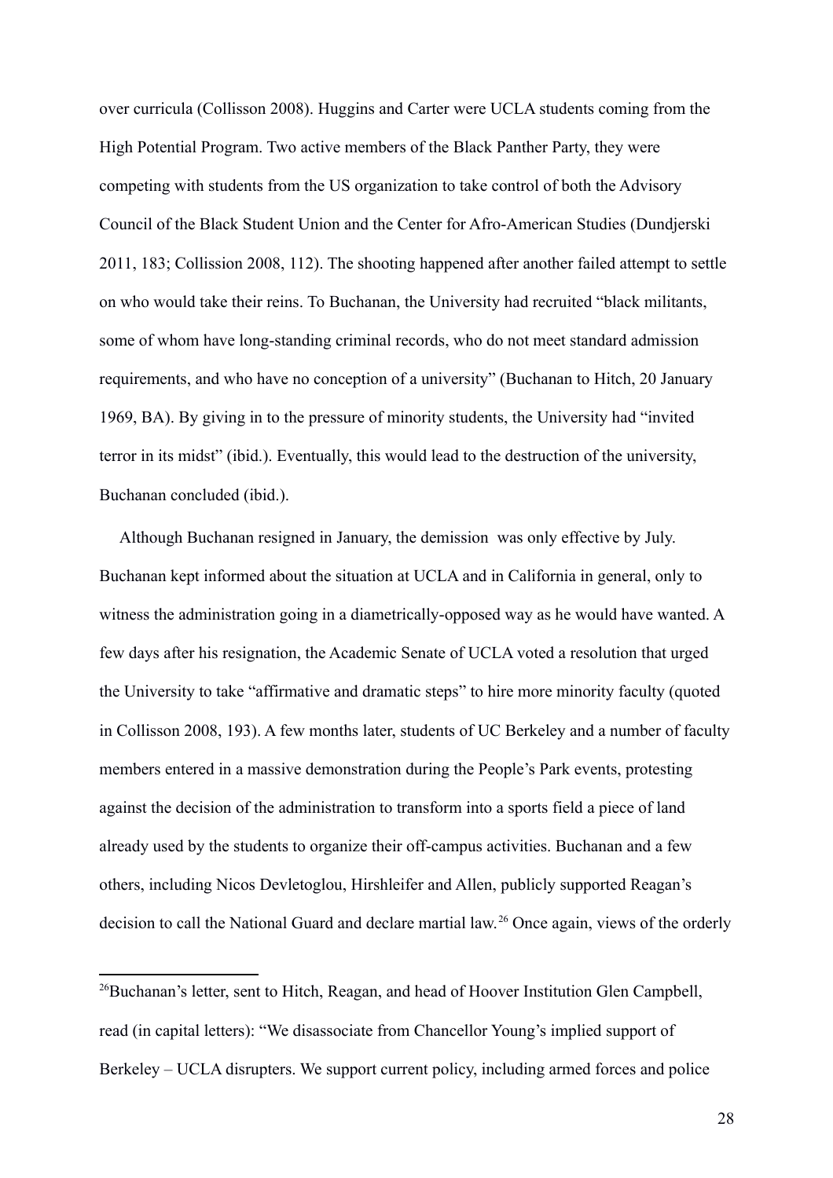over curricula (Collisson 2008). Huggins and Carter were UCLA students coming from the High Potential Program. Two active members of the Black Panther Party, they were competing with students from the US organization to take control of both the Advisory Council of the Black Student Union and the Center for Afro-American Studies (Dundjerski 2011, 183; Collission 2008, 112). The shooting happened after another failed attempt to settle on who would take their reins. To Buchanan, the University had recruited "black militants, some of whom have long-standing criminal records, who do not meet standard admission requirements, and who have no conception of a university" (Buchanan to Hitch, 20 January 1969, BA). By giving in to the pressure of minority students, the University had "invited terror in its midst" (ibid.). Eventually, this would lead to the destruction of the university, Buchanan concluded (ibid.).

Although Buchanan resigned in January, the demission was only effective by July. Buchanan kept informed about the situation at UCLA and in California in general, only to witness the administration going in a diametrically-opposed way as he would have wanted. A few days after his resignation, the Academic Senate of UCLA voted a resolution that urged the University to take "affirmative and dramatic steps" to hire more minority faculty (quoted in Collisson 2008, 193). A few months later, students of UC Berkeley and a number of faculty members entered in a massive demonstration during the People's Park events, protesting against the decision of the administration to transform into a sports field a piece of land already used by the students to organize their off-campus activities. Buchanan and a few others, including Nicos Devletoglou, Hirshleifer and Allen, publicly supported Reagan's decision to call the National Guard and declare martial law.[26] Once again, views of the orderly

[26] Buchanan's letter, sent to Hitch, Reagan, and head of Hoover Institution Glen Campbell, read (in capital letters): "We disassociate from Chancellor Young's implied support of Berkeley – UCLA disrupters. We support current policy, including armed forces and police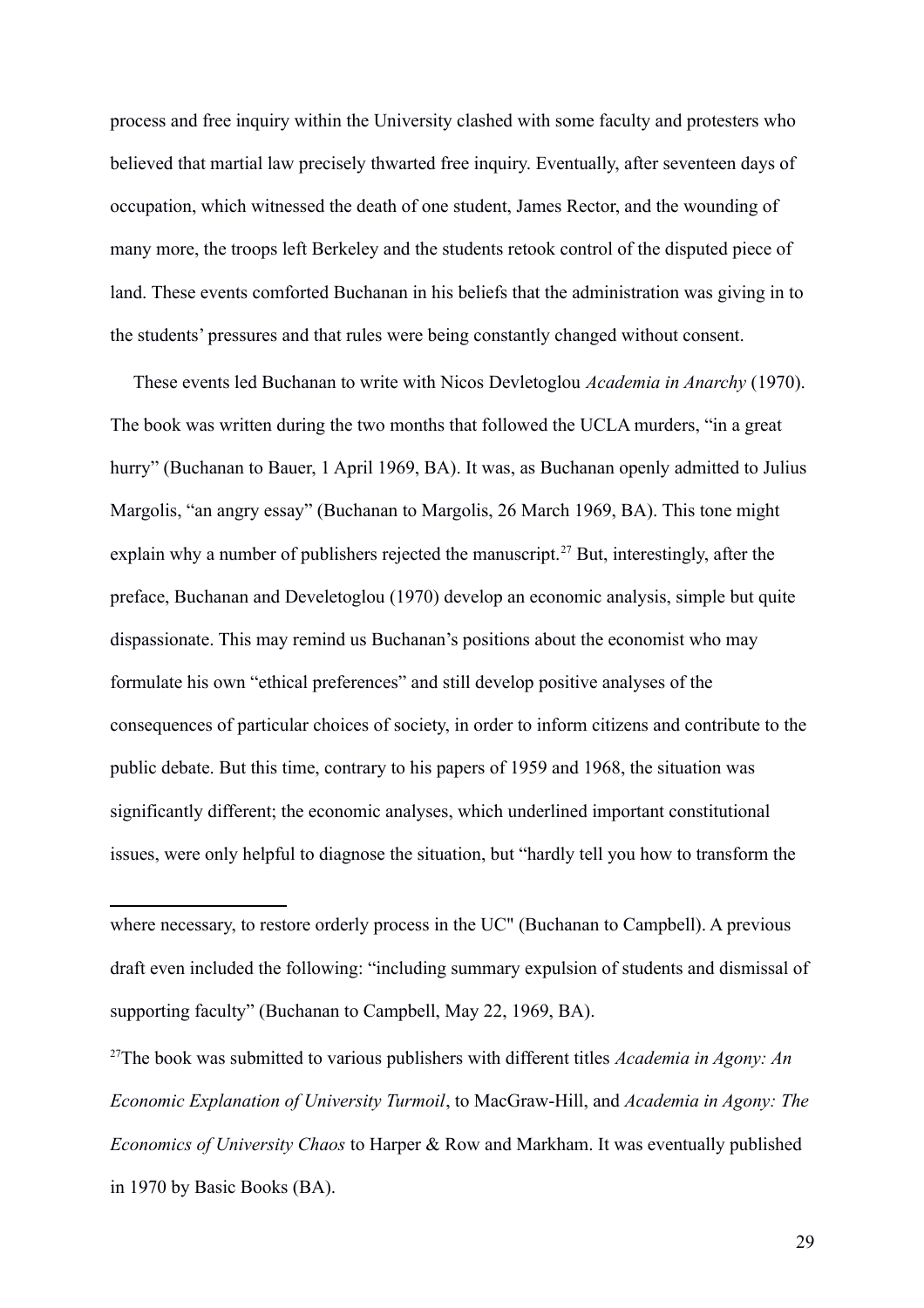process and free inquiry within the University clashed with some faculty and protesters who believed that martial law precisely thwarted free inquiry. Eventually, after seventeen days of occupation, which witnessed the death of one student, James Rector, and the wounding of many more, the troops left Berkeley and the students retook control of the disputed piece of land. These events comforted Buchanan in his beliefs that the administration was giving in to the students' pressures and that rules were being constantly changed without consent.

These events led Buchanan to write with Nicos Devletoglou *Academia in Anarchy* (1970). The book was written during the two months that followed the UCLA murders, "in a great hurry" (Buchanan to Bauer, 1 April 1969, BA). It was, as Buchanan openly admitted to Julius Margolis, "an angry essay" (Buchanan to Margolis, 26 March 1969, BA). This tone might explain why a number of publishers rejected the manuscript.[27] But, interestingly, after the preface, Buchanan and Develetoglou (1970) develop an economic analysis, simple but quite dispassionate. This may remind us Buchanan's positions about the economist who may formulate his own "ethical preferences" and still develop positive analyses of the consequences of particular choices of society, in order to inform citizens and contribute to the public debate. But this time, contrary to his papers of 1959 and 1968, the situation was significantly different; the economic analyses, which underlined important constitutional issues, were only helpful to diagnose the situation, but "hardly tell you how to transform the

---

where necessary, to restore orderly process in the UC" (Buchanan to Campbell). A previous draft even included the following: "including summary expulsion of students and dismissal of supporting faculty" (Buchanan to Campbell, May 22, 1969, BA).

[27] The book was submitted to various publishers with different titles *Academia in Agony: An Economic Explanation of University Turmoil*, to MacGraw-Hill, and *Academia in Agony: The Economics of University Chaos* to Harper & Row and Markham. It was eventually published in 1970 by Basic Books (BA).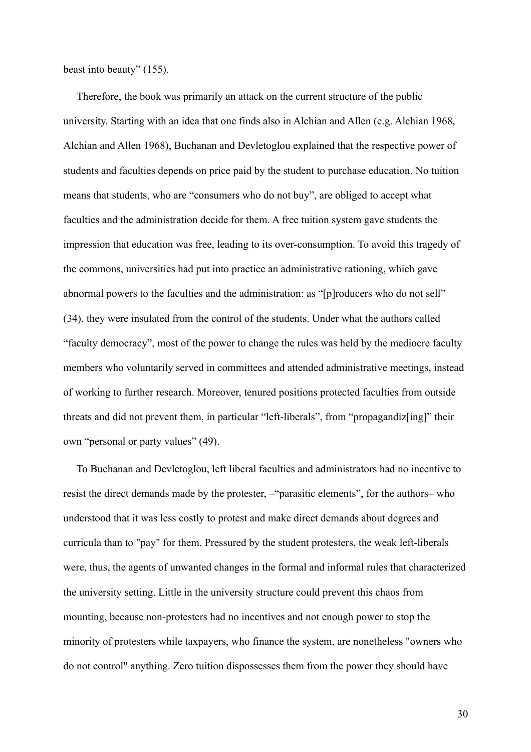beast into beauty" (155).

Therefore, the book was primarily an attack on the current structure of the public university. Starting with an idea that one finds also in Alchian and Allen (e.g. Alchian 1968, Alchian and Allen 1968), Buchanan and Devletoglou explained that the respective power of students and faculties depends on price paid by the student to purchase education. No tuition means that students, who are "consumers who do not buy", are obliged to accept what faculties and the administration decide for them. A free tuition system gave students the impression that education was free, leading to its over-consumption. To avoid this tragedy of the commons, universities had put into practice an administrative rationing, which gave abnormal powers to the faculties and the administration: as "[p]roducers who do not sell" (34), they were insulated from the control of the students. Under what the authors called "faculty democracy", most of the power to change the rules was held by the mediocre faculty members who voluntarily served in committees and attended administrative meetings, instead of working to further research. Moreover, tenured positions protected faculties from outside threats and did not prevent them, in particular "left-liberals", from "propagandiz[ing]" their own "personal or party values" (49).

To Buchanan and Devletoglou, left liberal faculties and administrators had no incentive to resist the direct demands made by the protester, –"parasitic elements", for the authors– who understood that it was less costly to protest and make direct demands about degrees and curricula than to "pay" for them. Pressured by the student protesters, the weak left-liberals were, thus, the agents of unwanted changes in the formal and informal rules that characterized the university setting. Little in the university structure could prevent this chaos from mounting, because non-protesters had no incentives and not enough power to stop the minority of protesters while taxpayers, who finance the system, are nonetheless "owners who do not control" anything. Zero tuition dispossesses them from the power they should have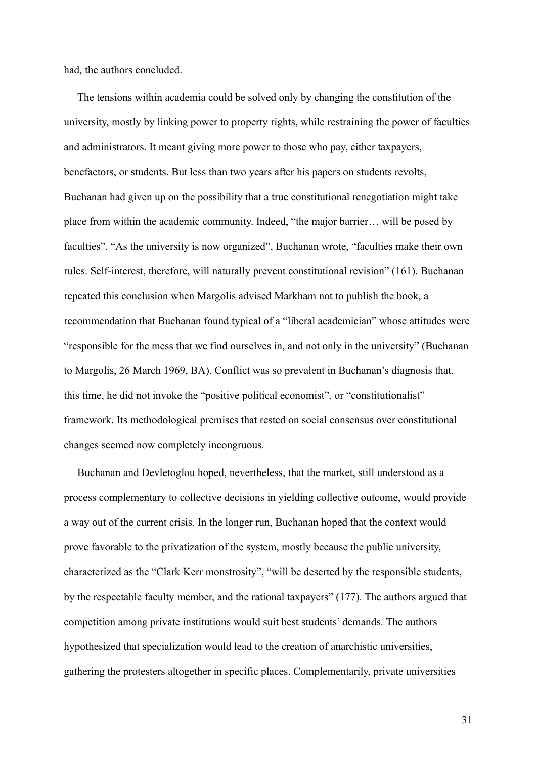had, the authors concluded.

The tensions within academia could be solved only by changing the constitution of the university, mostly by linking power to property rights, while restraining the power of faculties and administrators. It meant giving more power to those who pay, either taxpayers, benefactors, or students. But less than two years after his papers on students revolts, Buchanan had given up on the possibility that a true constitutional renegotiation might take place from within the academic community. Indeed, "the major barrier… will be posed by faculties". "As the university is now organized", Buchanan wrote, "faculties make their own rules. Self-interest, therefore, will naturally prevent constitutional revision" (161). Buchanan repeated this conclusion when Margolis advised Markham not to publish the book, a recommendation that Buchanan found typical of a "liberal academician" whose attitudes were "responsible for the mess that we find ourselves in, and not only in the university" (Buchanan to Margolis, 26 March 1969, BA). Conflict was so prevalent in Buchanan's diagnosis that, this time, he did not invoke the "positive political economist", or "constitutionalist" framework. Its methodological premises that rested on social consensus over constitutional changes seemed now completely incongruous.

Buchanan and Devletoglou hoped, nevertheless, that the market, still understood as a process complementary to collective decisions in yielding collective outcome, would provide a way out of the current crisis. In the longer run, Buchanan hoped that the context would prove favorable to the privatization of the system, mostly because the public university, characterized as the "Clark Kerr monstrosity", "will be deserted by the responsible students, by the respectable faculty member, and the rational taxpayers" (177). The authors argued that competition among private institutions would suit best students' demands. The authors hypothesized that specialization would lead to the creation of anarchistic universities, gathering the protesters altogether in specific places. Complementarily, private universities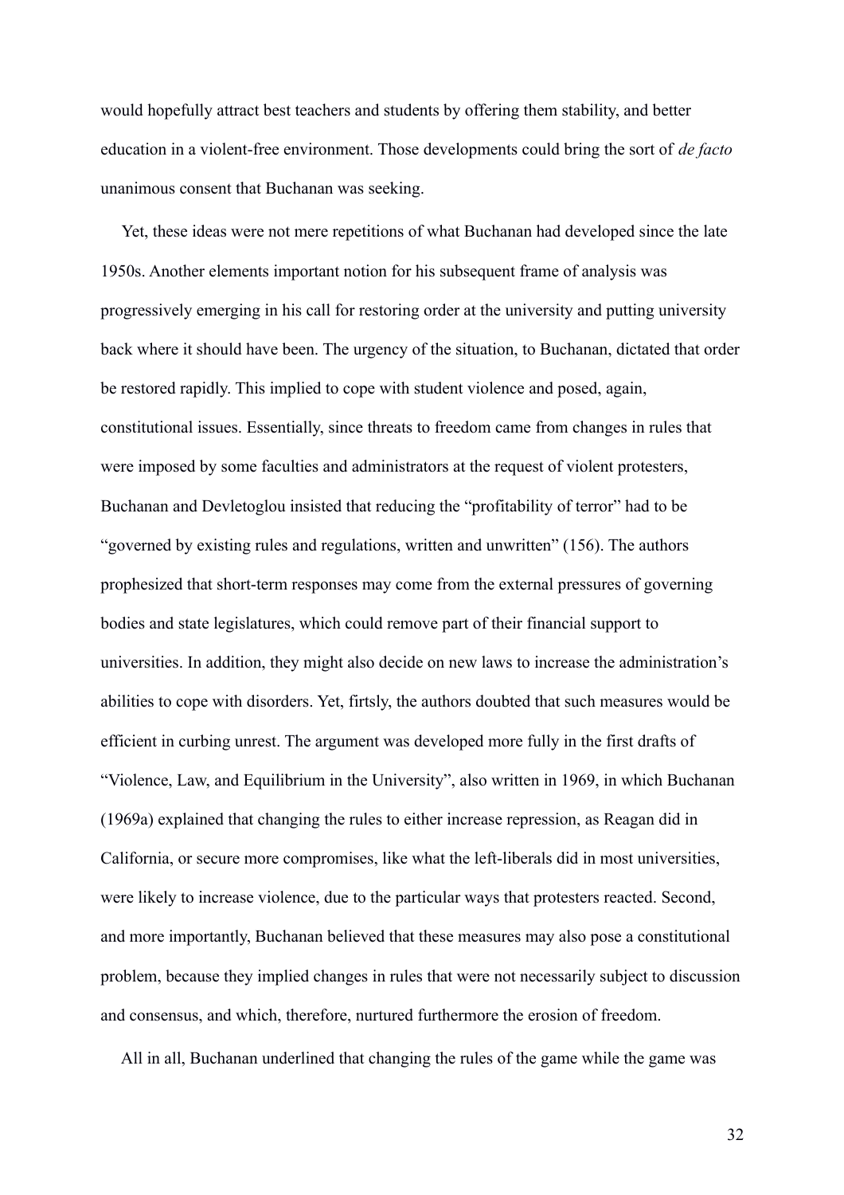would hopefully attract best teachers and students by offering them stability, and better education in a violent-free environment. Those developments could bring the sort of *de facto* unanimous consent that Buchanan was seeking.

Yet, these ideas were not mere repetitions of what Buchanan had developed since the late 1950s. Another elements important notion for his subsequent frame of analysis was progressively emerging in his call for restoring order at the university and putting university back where it should have been. The urgency of the situation, to Buchanan, dictated that order be restored rapidly. This implied to cope with student violence and posed, again, constitutional issues. Essentially, since threats to freedom came from changes in rules that were imposed by some faculties and administrators at the request of violent protesters, Buchanan and Devletoglou insisted that reducing the "profitability of terror" had to be "governed by existing rules and regulations, written and unwritten" (156). The authors prophesized that short-term responses may come from the external pressures of governing bodies and state legislatures, which could remove part of their financial support to universities. In addition, they might also decide on new laws to increase the administration's abilities to cope with disorders. Yet, firtsly, the authors doubted that such measures would be efficient in curbing unrest. The argument was developed more fully in the first drafts of "Violence, Law, and Equilibrium in the University", also written in 1969, in which Buchanan (1969a) explained that changing the rules to either increase repression, as Reagan did in California, or secure more compromises, like what the left-liberals did in most universities, were likely to increase violence, due to the particular ways that protesters reacted. Second, and more importantly, Buchanan believed that these measures may also pose a constitutional problem, because they implied changes in rules that were not necessarily subject to discussion and consensus, and which, therefore, nurtured furthermore the erosion of freedom.

All in all, Buchanan underlined that changing the rules of the game while the game was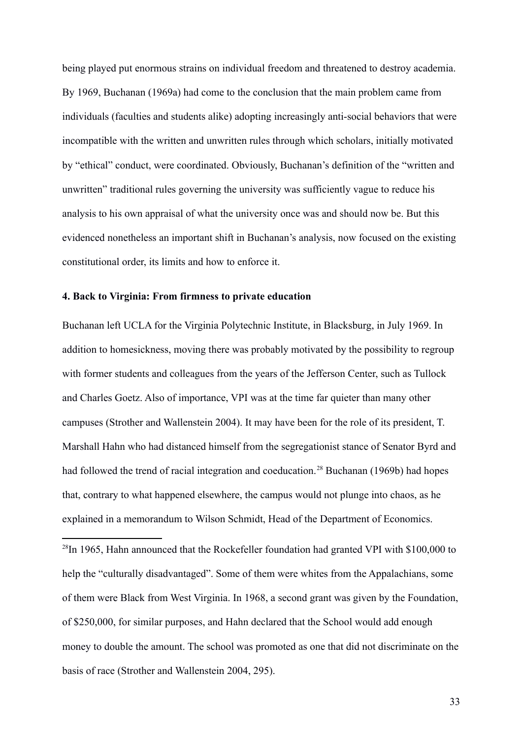being played put enormous strains on individual freedom and threatened to destroy academia. By 1969, Buchanan (1969a) had come to the conclusion that the main problem came from individuals (faculties and students alike) adopting increasingly anti-social behaviors that were incompatible with the written and unwritten rules through which scholars, initially motivated by "ethical" conduct, were coordinated. Obviously, Buchanan's definition of the "written and unwritten" traditional rules governing the university was sufficiently vague to reduce his analysis to his own appraisal of what the university once was and should now be. But this evidenced nonetheless an important shift in Buchanan's analysis, now focused on the existing constitutional order, its limits and how to enforce it.

### 4. Back to Virginia: From firmness to private education

Buchanan left UCLA for the Virginia Polytechnic Institute, in Blacksburg, in July 1969. In addition to homesickness, moving there was probably motivated by the possibility to regroup with former students and colleagues from the years of the Jefferson Center, such as Tullock and Charles Goetz. Also of importance, VPI was at the time far quieter than many other campuses (Strother and Wallenstein 2004). It may have been for the role of its president, T. Marshall Hahn who had distanced himself from the segregationist stance of Senator Byrd and had followed the trend of racial integration and coeducation.[28] Buchanan (1969b) had hopes that, contrary to what happened elsewhere, the campus would not plunge into chaos, as he explained in a memorandum to Wilson Schmidt, Head of the Department of Economics.

[28] In 1965, Hahn announced that the Rockefeller foundation had granted VPI with $100,000 to help the "culturally disadvantaged". Some of them were whites from the Appalachians, some of them were Black from West Virginia. In 1968, a second grant was given by the Foundation, of $250,000, for similar purposes, and Hahn declared that the School would add enough money to double the amount. The school was promoted as one that did not discriminate on the basis of race (Strother and Wallenstein 2004, 295).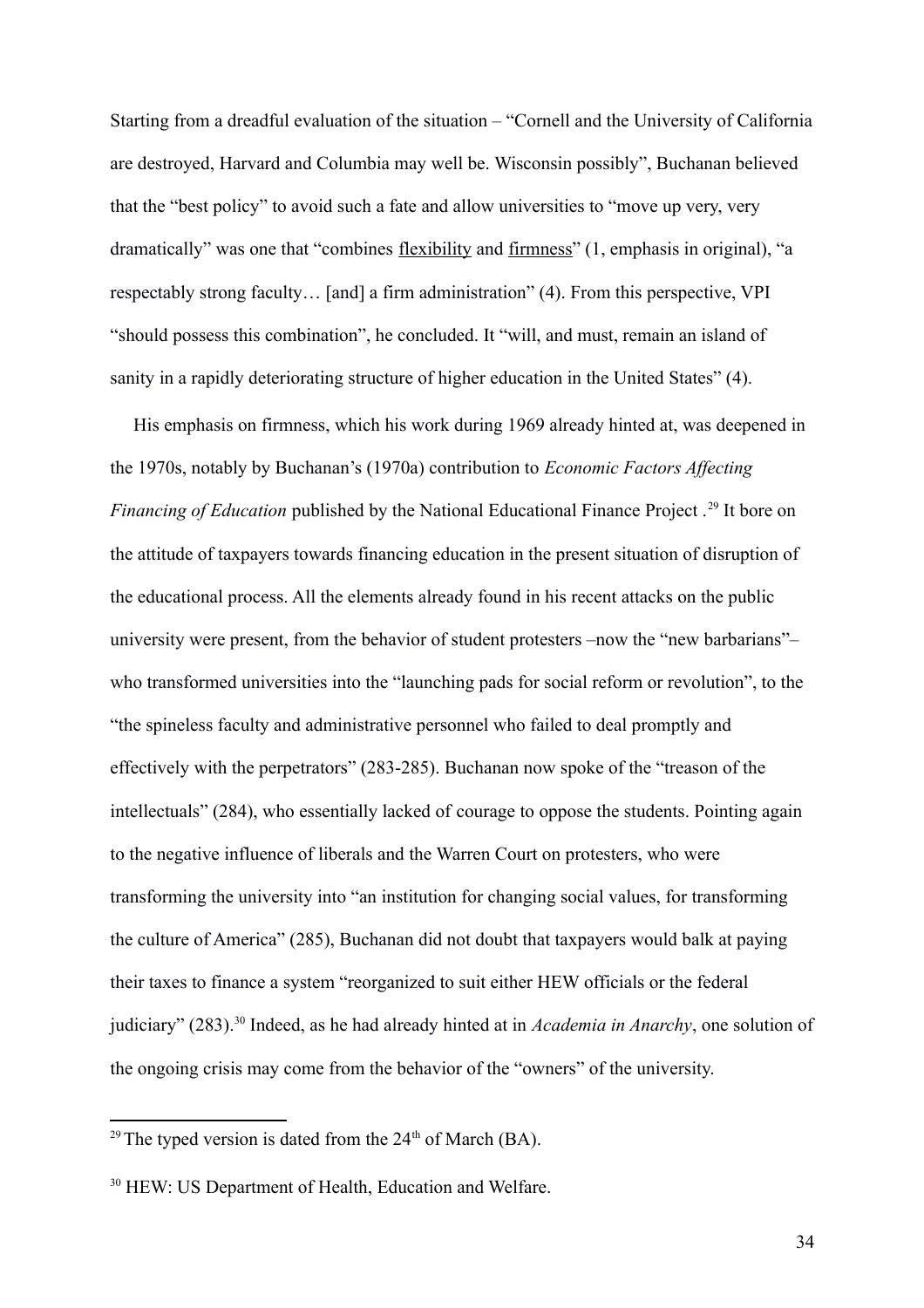Starting from a dreadful evaluation of the situation – "Cornell and the University of California are destroyed, Harvard and Columbia may well be. Wisconsin possibly", Buchanan believed that the "best policy" to avoid such a fate and allow universities to "move up very, very dramatically" was one that "combines <u>flexibility</u> and <u>firmness</u>" (1, emphasis in original), "a respectably strong faculty… [and] a firm administration" (4). From this perspective, VPI "should possess this combination", he concluded. It "will, and must, remain an island of sanity in a rapidly deteriorating structure of higher education in the United States" (4).

His emphasis on firmness, which his work during 1969 already hinted at, was deepened in the 1970s, notably by Buchanan's (1970a) contribution to *Economic Factors Affecting Financing of Education* published by the National Educational Finance Project .[29] It bore on the attitude of taxpayers towards financing education in the present situation of disruption of the educational process. All the elements already found in his recent attacks on the public university were present, from the behavior of student protesters –now the "new barbarians"– who transformed universities into the "launching pads for social reform or revolution", to the "the spineless faculty and administrative personnel who failed to deal promptly and effectively with the perpetrators" (283-285). Buchanan now spoke of the "treason of the intellectuals" (284), who essentially lacked of courage to oppose the students. Pointing again to the negative influence of liberals and the Warren Court on protesters, who were transforming the university into "an institution for changing social values, for transforming the culture of America" (285), Buchanan did not doubt that taxpayers would balk at paying their taxes to finance a system "reorganized to suit either HEW officials or the federal judiciary" (283).[30] Indeed, as he had already hinted at in *Academia in Anarchy*, one solution of the ongoing crisis may come from the behavior of the "owners" of the university.

---

[29] The typed version is dated from the 24th of March (BA).

[30] HEW: US Department of Health, Education and Welfare.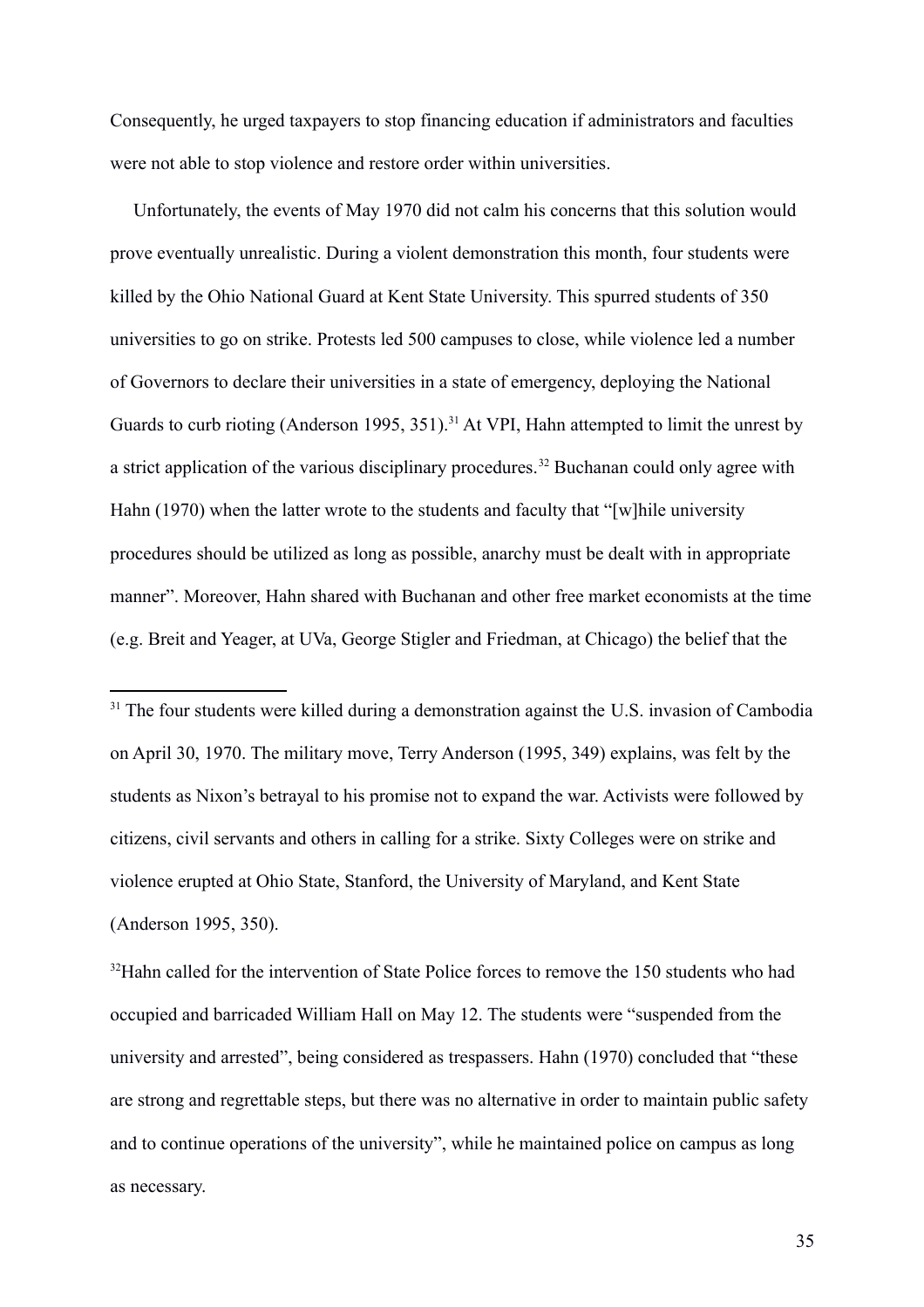Consequently, he urged taxpayers to stop financing education if administrators and faculties were not able to stop violence and restore order within universities.

Unfortunately, the events of May 1970 did not calm his concerns that this solution would prove eventually unrealistic. During a violent demonstration this month, four students were killed by the Ohio National Guard at Kent State University. This spurred students of 350 universities to go on strike. Protests led 500 campuses to close, while violence led a number of Governors to declare their universities in a state of emergency, deploying the National Guards to curb rioting (Anderson 1995, 351).[31] At VPI, Hahn attempted to limit the unrest by a strict application of the various disciplinary procedures.[32] Buchanan could only agree with Hahn (1970) when the latter wrote to the students and faculty that "[w]hile university procedures should be utilized as long as possible, anarchy must be dealt with in appropriate manner". Moreover, Hahn shared with Buchanan and other free market economists at the time (e.g. Breit and Yeager, at UVa, George Stigler and Friedman, at Chicago) the belief that the

---

[31] The four students were killed during a demonstration against the U.S. invasion of Cambodia on April 30, 1970. The military move, Terry Anderson (1995, 349) explains, was felt by the students as Nixon's betrayal to his promise not to expand the war. Activists were followed by citizens, civil servants and others in calling for a strike. Sixty Colleges were on strike and violence erupted at Ohio State, Stanford, the University of Maryland, and Kent State (Anderson 1995, 350).

[32] Hahn called for the intervention of State Police forces to remove the 150 students who had occupied and barricaded William Hall on May 12. The students were "suspended from the university and arrested", being considered as trespassers. Hahn (1970) concluded that "these are strong and regrettable steps, but there was no alternative in order to maintain public safety and to continue operations of the university", while he maintained police on campus as long as necessary.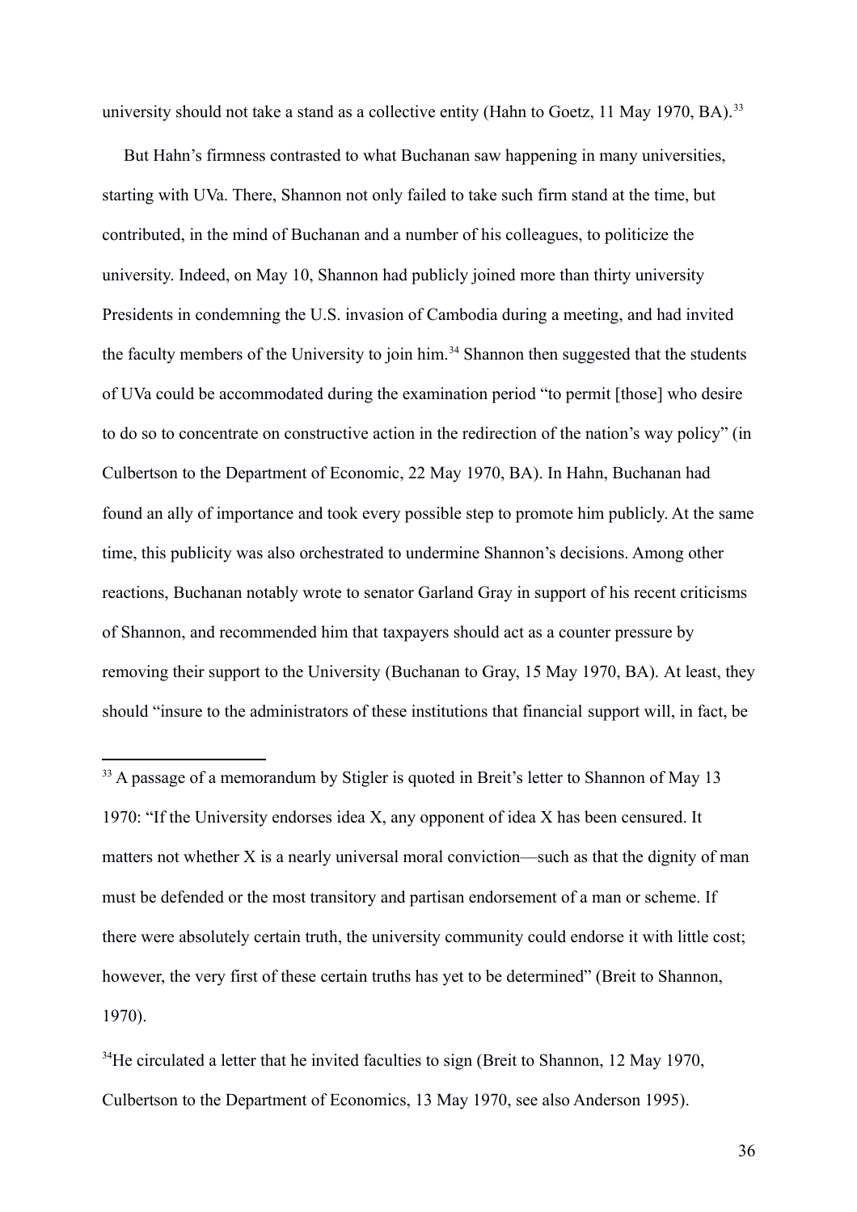university should not take a stand as a collective entity (Hahn to Goetz, 11 May 1970, BA).[33]

But Hahn's firmness contrasted to what Buchanan saw happening in many universities, starting with UVa. There, Shannon not only failed to take such firm stand at the time, but contributed, in the mind of Buchanan and a number of his colleagues, to politicize the university. Indeed, on May 10, Shannon had publicly joined more than thirty university Presidents in condemning the U.S. invasion of Cambodia during a meeting, and had invited the faculty members of the University to join him.[34] Shannon then suggested that the students of UVa could be accommodated during the examination period "to permit [those] who desire to do so to concentrate on constructive action in the redirection of the nation's way policy" (in Culbertson to the Department of Economic, 22 May 1970, BA). In Hahn, Buchanan had found an ally of importance and took every possible step to promote him publicly. At the same time, this publicity was also orchestrated to undermine Shannon's decisions. Among other reactions, Buchanan notably wrote to senator Garland Gray in support of his recent criticisms of Shannon, and recommended him that taxpayers should act as a counter pressure by removing their support to the University (Buchanan to Gray, 15 May 1970, BA). At least, they should "insure to the administrators of these institutions that financial support will, in fact, be

---

[33] A passage of a memorandum by Stigler is quoted in Breit's letter to Shannon of May 13 1970: "If the University endorses idea X, any opponent of idea X has been censured. It matters not whether X is a nearly universal moral conviction—such as that the dignity of man must be defended or the most transitory and partisan endorsement of a man or scheme. If there were absolutely certain truth, the university community could endorse it with little cost; however, the very first of these certain truths has yet to be determined" (Breit to Shannon, 1970).

[34] He circulated a letter that he invited faculties to sign (Breit to Shannon, 12 May 1970, Culbertson to the Department of Economics, 13 May 1970, see also Anderson 1995).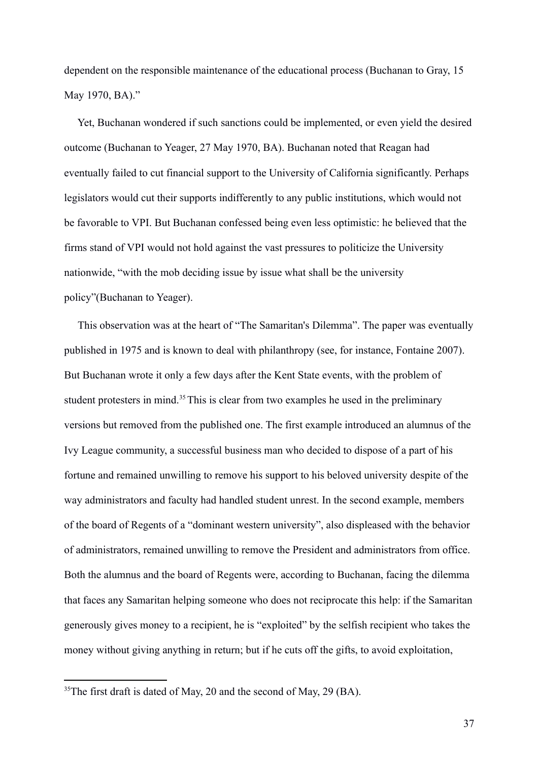dependent on the responsible maintenance of the educational process (Buchanan to Gray, 15 May 1970, BA)."

Yet, Buchanan wondered if such sanctions could be implemented, or even yield the desired outcome (Buchanan to Yeager, 27 May 1970, BA). Buchanan noted that Reagan had eventually failed to cut financial support to the University of California significantly. Perhaps legislators would cut their supports indifferently to any public institutions, which would not be favorable to VPI. But Buchanan confessed being even less optimistic: he believed that the firms stand of VPI would not hold against the vast pressures to politicize the University nationwide, "with the mob deciding issue by issue what shall be the university policy"(Buchanan to Yeager).

This observation was at the heart of "The Samaritan's Dilemma". The paper was eventually published in 1975 and is known to deal with philanthropy (see, for instance, Fontaine 2007). But Buchanan wrote it only a few days after the Kent State events, with the problem of student protesters in mind.[35] This is clear from two examples he used in the preliminary versions but removed from the published one. The first example introduced an alumnus of the Ivy League community, a successful business man who decided to dispose of a part of his fortune and remained unwilling to remove his support to his beloved university despite of the way administrators and faculty had handled student unrest. In the second example, members of the board of Regents of a "dominant western university", also displeased with the behavior of administrators, remained unwilling to remove the President and administrators from office. Both the alumnus and the board of Regents were, according to Buchanan, facing the dilemma that faces any Samaritan helping someone who does not reciprocate this help: if the Samaritan generously gives money to a recipient, he is "exploited" by the selfish recipient who takes the money without giving anything in return; but if he cuts off the gifts, to avoid exploitation,

[35]The first draft is dated of May, 20 and the second of May, 29 (BA).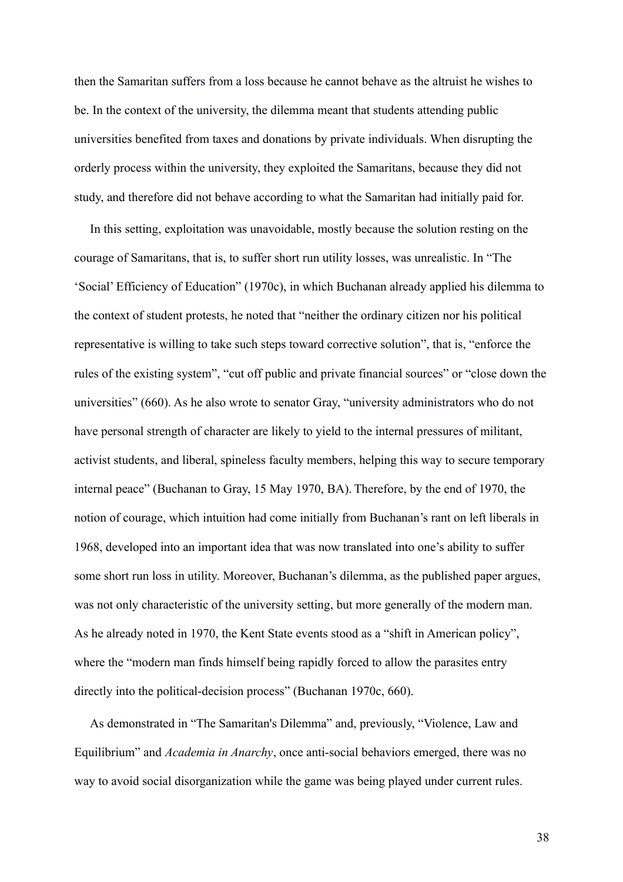then the Samaritan suffers from a loss because he cannot behave as the altruist he wishes to be. In the context of the university, the dilemma meant that students attending public universities benefited from taxes and donations by private individuals. When disrupting the orderly process within the university, they exploited the Samaritans, because they did not study, and therefore did not behave according to what the Samaritan had initially paid for.

In this setting, exploitation was unavoidable, mostly because the solution resting on the courage of Samaritans, that is, to suffer short run utility losses, was unrealistic. In "The 'Social' Efficiency of Education" (1970c), in which Buchanan already applied his dilemma to the context of student protests, he noted that "neither the ordinary citizen nor his political representative is willing to take such steps toward corrective solution", that is, "enforce the rules of the existing system", "cut off public and private financial sources" or "close down the universities" (660). As he also wrote to senator Gray, "university administrators who do not have personal strength of character are likely to yield to the internal pressures of militant, activist students, and liberal, spineless faculty members, helping this way to secure temporary internal peace" (Buchanan to Gray, 15 May 1970, BA). Therefore, by the end of 1970, the notion of courage, which intuition had come initially from Buchanan's rant on left liberals in 1968, developed into an important idea that was now translated into one's ability to suffer some short run loss in utility. Moreover, Buchanan's dilemma, as the published paper argues, was not only characteristic of the university setting, but more generally of the modern man. As he already noted in 1970, the Kent State events stood as a "shift in American policy", where the "modern man finds himself being rapidly forced to allow the parasites entry directly into the political-decision process" (Buchanan 1970c, 660).

As demonstrated in "The Samaritan's Dilemma" and, previously, "Violence, Law and Equilibrium" and *Academia in Anarchy*, once anti-social behaviors emerged, there was no way to avoid social disorganization while the game was being played under current rules.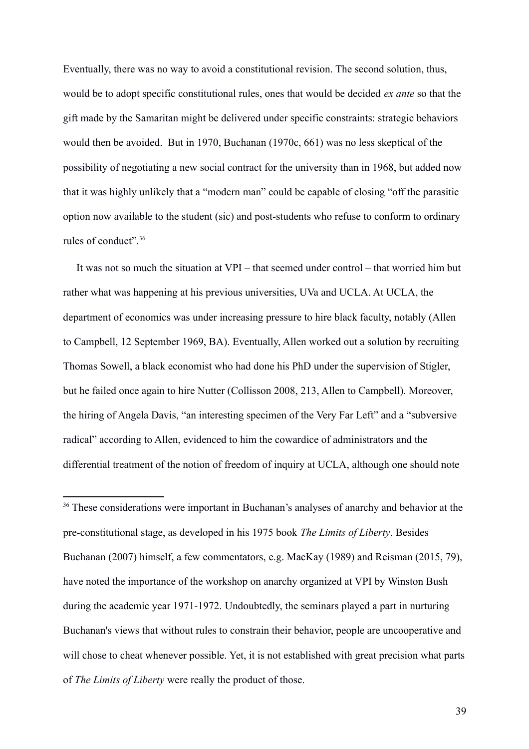Eventually, there was no way to avoid a constitutional revision. The second solution, thus, would be to adopt specific constitutional rules, ones that would be decided *ex ante* so that the gift made by the Samaritan might be delivered under specific constraints: strategic behaviors would then be avoided. But in 1970, Buchanan (1970c, 661) was no less skeptical of the possibility of negotiating a new social contract for the university than in 1968, but added now that it was highly unlikely that a "modern man" could be capable of closing "off the parasitic option now available to the student (sic) and post-students who refuse to conform to ordinary rules of conduct".[36]

It was not so much the situation at VPI – that seemed under control – that worried him but rather what was happening at his previous universities, UVa and UCLA. At UCLA, the department of economics was under increasing pressure to hire black faculty, notably (Allen to Campbell, 12 September 1969, BA). Eventually, Allen worked out a solution by recruiting Thomas Sowell, a black economist who had done his PhD under the supervision of Stigler, but he failed once again to hire Nutter (Collisson 2008, 213, Allen to Campbell). Moreover, the hiring of Angela Davis, "an interesting specimen of the Very Far Left" and a "subversive radical" according to Allen, evidenced to him the cowardice of administrators and the differential treatment of the notion of freedom of inquiry at UCLA, although one should note

---

[36] These considerations were important in Buchanan's analyses of anarchy and behavior at the pre-constitutional stage, as developed in his 1975 book *The Limits of Liberty*. Besides Buchanan (2007) himself, a few commentators, e.g. MacKay (1989) and Reisman (2015, 79), have noted the importance of the workshop on anarchy organized at VPI by Winston Bush during the academic year 1971-1972. Undoubtedly, the seminars played a part in nurturing Buchanan's views that without rules to constrain their behavior, people are uncooperative and will chose to cheat whenever possible. Yet, it is not established with great precision what parts of *The Limits of Liberty* were really the product of those.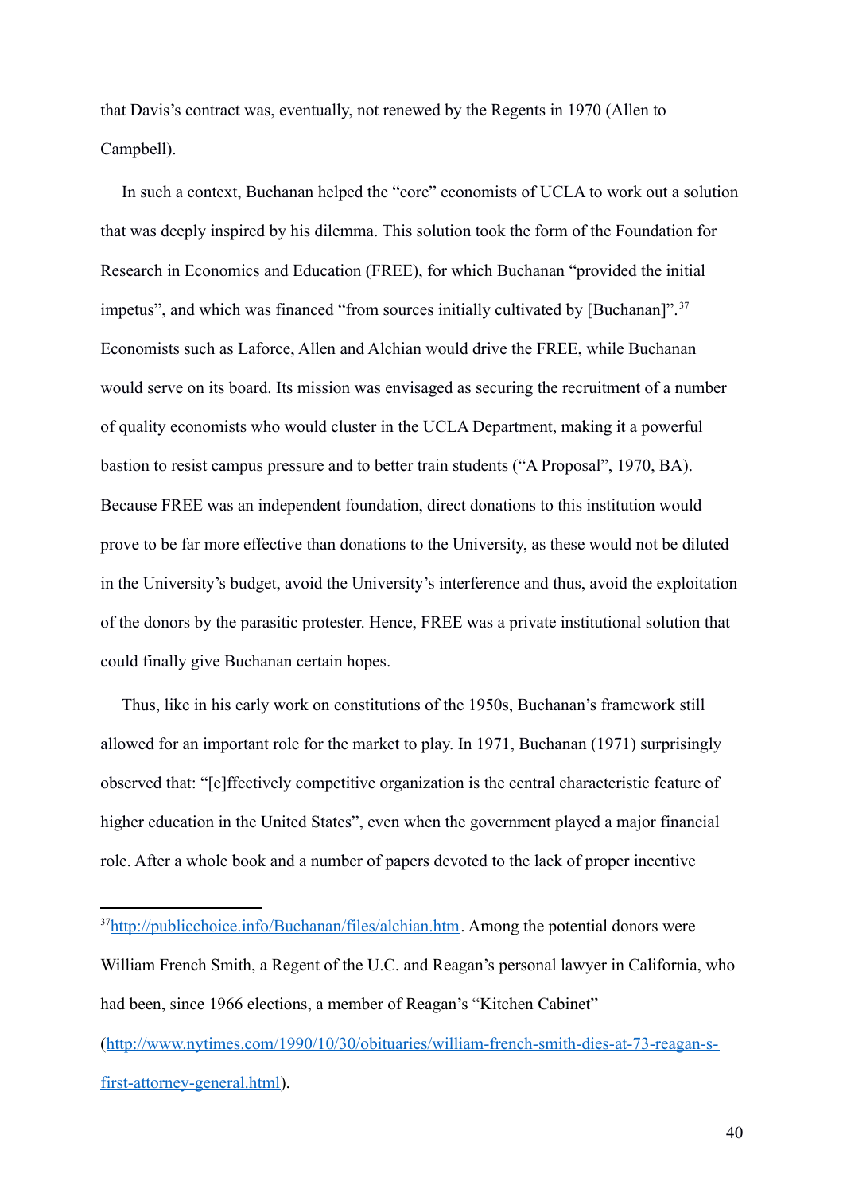that Davis's contract was, eventually, not renewed by the Regents in 1970 (Allen to Campbell).

In such a context, Buchanan helped the "core" economists of UCLA to work out a solution that was deeply inspired by his dilemma. This solution took the form of the Foundation for Research in Economics and Education (FREE), for which Buchanan "provided the initial impetus", and which was financed "from sources initially cultivated by [Buchanan]".[37] Economists such as Laforce, Allen and Alchian would drive the FREE, while Buchanan would serve on its board. Its mission was envisaged as securing the recruitment of a number of quality economists who would cluster in the UCLA Department, making it a powerful bastion to resist campus pressure and to better train students ("A Proposal", 1970, BA). Because FREE was an independent foundation, direct donations to this institution would prove to be far more effective than donations to the University, as these would not be diluted in the University's budget, avoid the University's interference and thus, avoid the exploitation of the donors by the parasitic protester. Hence, FREE was a private institutional solution that could finally give Buchanan certain hopes.

Thus, like in his early work on constitutions of the 1950s, Buchanan's framework still allowed for an important role for the market to play. In 1971, Buchanan (1971) surprisingly observed that: "[e]ffectively competitive organization is the central characteristic feature of higher education in the United States", even when the government played a major financial role. After a whole book and a number of papers devoted to the lack of proper incentive

---

[37] http://publicchoice.info/Buchanan/files/alchian.htm. Among the potential donors were William French Smith, a Regent of the U.C. and Reagan's personal lawyer in California, who had been, since 1966 elections, a member of Reagan's "Kitchen Cabinet" (http://www.nytimes.com/1990/10/30/obituaries/william-french-smith-dies-at-73-reagan-s-first-attorney-general.html).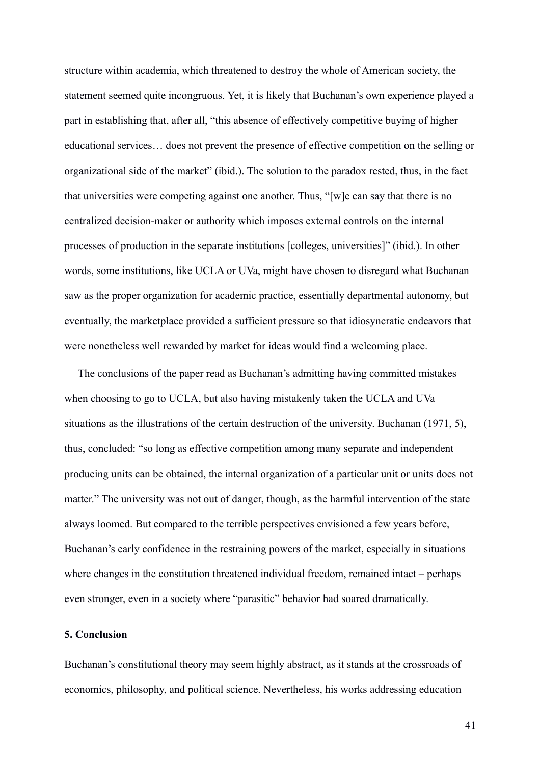structure within academia, which threatened to destroy the whole of American society, the statement seemed quite incongruous. Yet, it is likely that Buchanan's own experience played a part in establishing that, after all, "this absence of effectively competitive buying of higher educational services… does not prevent the presence of effective competition on the selling or organizational side of the market" (ibid.). The solution to the paradox rested, thus, in the fact that universities were competing against one another. Thus, "[w]e can say that there is no centralized decision-maker or authority which imposes external controls on the internal processes of production in the separate institutions [colleges, universities]" (ibid.). In other words, some institutions, like UCLA or UVa, might have chosen to disregard what Buchanan saw as the proper organization for academic practice, essentially departmental autonomy, but eventually, the marketplace provided a sufficient pressure so that idiosyncratic endeavors that were nonetheless well rewarded by market for ideas would find a welcoming place.

The conclusions of the paper read as Buchanan's admitting having committed mistakes when choosing to go to UCLA, but also having mistakenly taken the UCLA and UVa situations as the illustrations of the certain destruction of the university. Buchanan (1971, 5), thus, concluded: "so long as effective competition among many separate and independent producing units can be obtained, the internal organization of a particular unit or units does not matter." The university was not out of danger, though, as the harmful intervention of the state always loomed. But compared to the terrible perspectives envisioned a few years before, Buchanan's early confidence in the restraining powers of the market, especially in situations where changes in the constitution threatened individual freedom, remained intact – perhaps even stronger, even in a society where "parasitic" behavior had soared dramatically.

## 5. Conclusion

Buchanan's constitutional theory may seem highly abstract, as it stands at the crossroads of economics, philosophy, and political science. Nevertheless, his works addressing education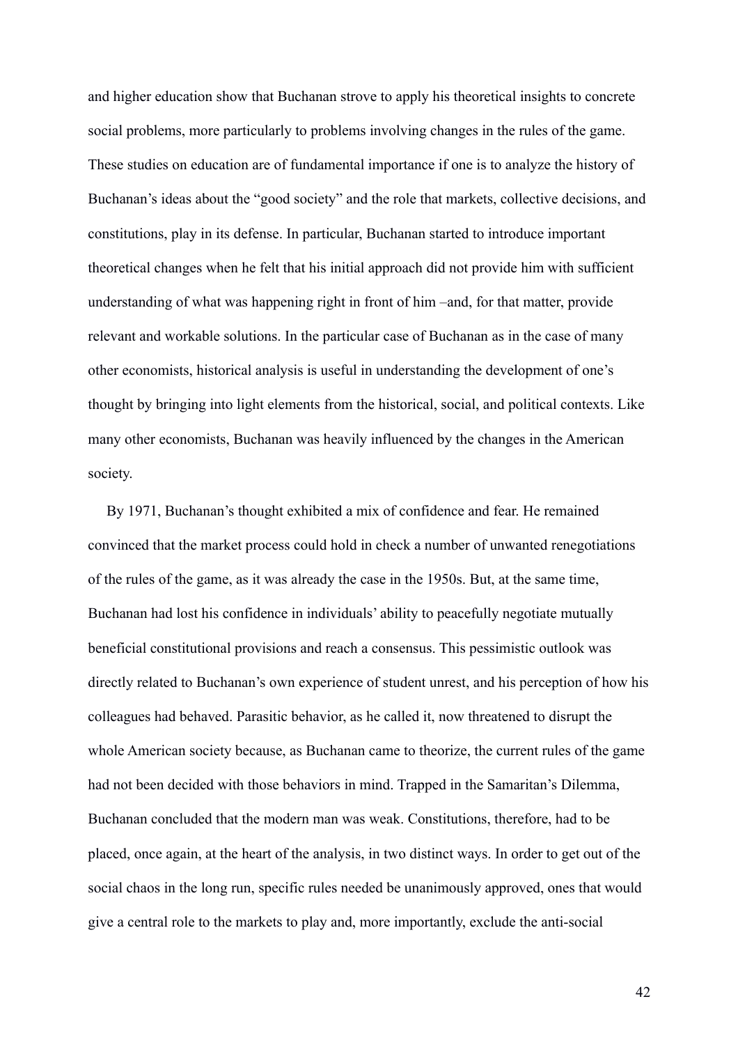and higher education show that Buchanan strove to apply his theoretical insights to concrete social problems, more particularly to problems involving changes in the rules of the game. These studies on education are of fundamental importance if one is to analyze the history of Buchanan's ideas about the "good society" and the role that markets, collective decisions, and constitutions, play in its defense. In particular, Buchanan started to introduce important theoretical changes when he felt that his initial approach did not provide him with sufficient understanding of what was happening right in front of him –and, for that matter, provide relevant and workable solutions. In the particular case of Buchanan as in the case of many other economists, historical analysis is useful in understanding the development of one's thought by bringing into light elements from the historical, social, and political contexts. Like many other economists, Buchanan was heavily influenced by the changes in the American society.

By 1971, Buchanan's thought exhibited a mix of confidence and fear. He remained convinced that the market process could hold in check a number of unwanted renegotiations of the rules of the game, as it was already the case in the 1950s. But, at the same time, Buchanan had lost his confidence in individuals' ability to peacefully negotiate mutually beneficial constitutional provisions and reach a consensus. This pessimistic outlook was directly related to Buchanan's own experience of student unrest, and his perception of how his colleagues had behaved. Parasitic behavior, as he called it, now threatened to disrupt the whole American society because, as Buchanan came to theorize, the current rules of the game had not been decided with those behaviors in mind. Trapped in the Samaritan's Dilemma, Buchanan concluded that the modern man was weak. Constitutions, therefore, had to be placed, once again, at the heart of the analysis, in two distinct ways. In order to get out of the social chaos in the long run, specific rules needed be unanimously approved, ones that would give a central role to the markets to play and, more importantly, exclude the anti-social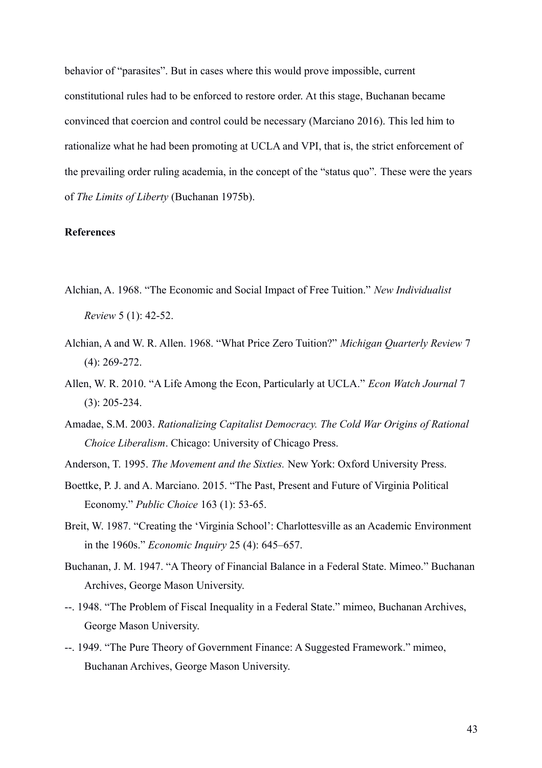behavior of "parasites". But in cases where this would prove impossible, current constitutional rules had to be enforced to restore order. At this stage, Buchanan became convinced that coercion and control could be necessary (Marciano 2016). This led him to rationalize what he had been promoting at UCLA and VPI, that is, the strict enforcement of the prevailing order ruling academia, in the concept of the "status quo". These were the years of *The Limits of Liberty* (Buchanan 1975b).

**References**

Alchian, A. 1968. "The Economic and Social Impact of Free Tuition." *New Individualist Review* 5 (1): 42-52.

Alchian, A and W. R. Allen. 1968. "What Price Zero Tuition?" *Michigan Quarterly Review* 7 (4): 269-272.

Allen, W. R. 2010. "A Life Among the Econ, Particularly at UCLA." *Econ Watch Journal* 7 (3): 205-234.

Amadae, S.M. 2003. *Rationalizing Capitalist Democracy. The Cold War Origins of Rational Choice Liberalism*. Chicago: University of Chicago Press.

Anderson, T. 1995. *The Movement and the Sixties.* New York: Oxford University Press.

Boettke, P. J. and A. Marciano. 2015. "The Past, Present and Future of Virginia Political Economy." *Public Choice* 163 (1): 53-65.

Breit, W. 1987. "Creating the 'Virginia School': Charlottesville as an Academic Environment in the 1960s." *Economic Inquiry* 25 (4): 645–657.

Buchanan, J. M. 1947. "A Theory of Financial Balance in a Federal State. Mimeo." Buchanan Archives, George Mason University.

--. 1948. "The Problem of Fiscal Inequality in a Federal State." mimeo, Buchanan Archives, George Mason University.

--. 1949. "The Pure Theory of Government Finance: A Suggested Framework." mimeo, Buchanan Archives, George Mason University.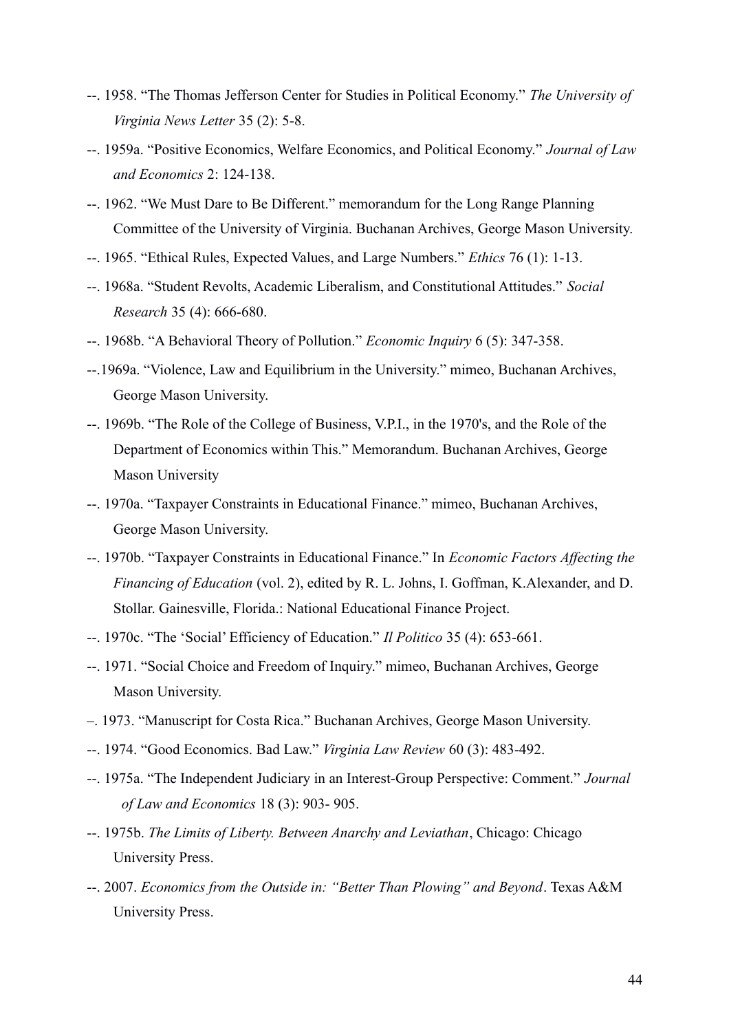--. 1958. "The Thomas Jefferson Center for Studies in Political Economy." *The University of Virginia News Letter* 35 (2): 5-8.

--. 1959a. "Positive Economics, Welfare Economics, and Political Economy." *Journal of Law and Economics* 2: 124-138.

--. 1962. "We Must Dare to Be Different." memorandum for the Long Range Planning Committee of the University of Virginia. Buchanan Archives, George Mason University.

--. 1965. "Ethical Rules, Expected Values, and Large Numbers." *Ethics* 76 (1): 1-13.

--. 1968a. "Student Revolts, Academic Liberalism, and Constitutional Attitudes." *Social Research* 35 (4): 666-680.

--. 1968b. "A Behavioral Theory of Pollution." *Economic Inquiry* 6 (5): 347-358.

--.1969a. "Violence, Law and Equilibrium in the University." mimeo, Buchanan Archives, George Mason University.

--. 1969b. "The Role of the College of Business, V.P.I., in the 1970's, and the Role of the Department of Economics within This." Memorandum. Buchanan Archives, George Mason University

--. 1970a. "Taxpayer Constraints in Educational Finance." mimeo, Buchanan Archives, George Mason University.

--. 1970b. "Taxpayer Constraints in Educational Finance." In *Economic Factors Affecting the Financing of Education* (vol. 2), edited by R. L. Johns, I. Goffman, K.Alexander, and D. Stollar. Gainesville, Florida.: National Educational Finance Project.

--. 1970c. "The 'Social' Efficiency of Education." *Il Politico* 35 (4): 653-661.

--. 1971. "Social Choice and Freedom of Inquiry." mimeo, Buchanan Archives, George Mason University.

–. 1973. "Manuscript for Costa Rica." Buchanan Archives, George Mason University.

--. 1974. "Good Economics. Bad Law." *Virginia Law Review* 60 (3): 483-492.

--. 1975a. "The Independent Judiciary in an Interest-Group Perspective: Comment." *Journal of Law and Economics* 18 (3): 903- 905.

--. 1975b. *The Limits of Liberty. Between Anarchy and Leviathan*, Chicago: Chicago University Press.

--. 2007. *Economics from the Outside in: "Better Than Plowing" and Beyond*. Texas A&M University Press.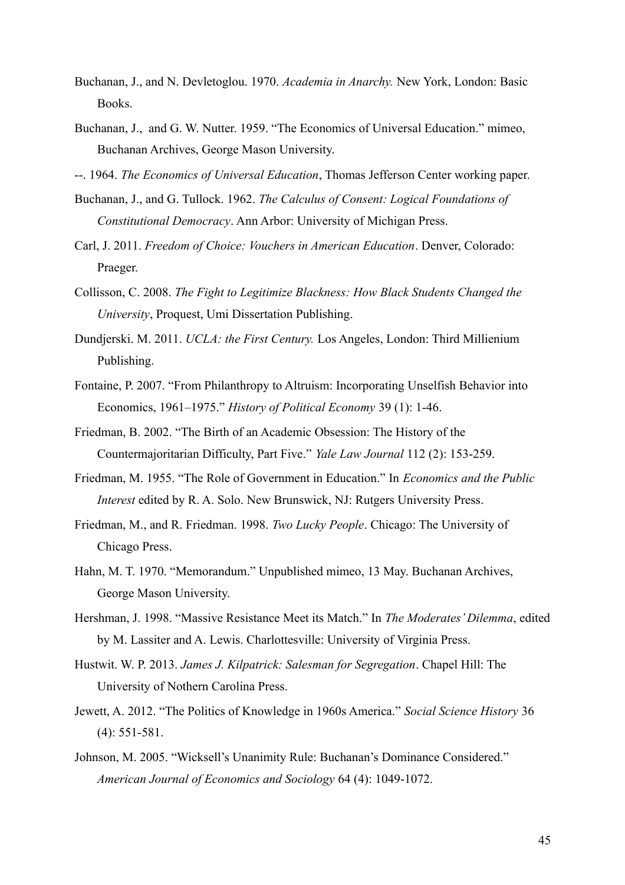Buchanan, J., and N. Devletoglou. 1970. *Academia in Anarchy.* New York, London: Basic Books.

Buchanan, J., and G. W. Nutter. 1959. "The Economics of Universal Education." mimeo, Buchanan Archives, George Mason University.

--. 1964. *The Economics of Universal Education*, Thomas Jefferson Center working paper.

Buchanan, J., and G. Tullock. 1962. *The Calculus of Consent: Logical Foundations of Constitutional Democracy*. Ann Arbor: University of Michigan Press.

Carl, J. 2011. *Freedom of Choice: Vouchers in American Education*. Denver, Colorado: Praeger.

Collisson, C. 2008. *The Fight to Legitimize Blackness: How Black Students Changed the University*, Proquest, Umi Dissertation Publishing.

Dundjerski. M. 2011. *UCLA: the First Century.* Los Angeles, London: Third Millienium Publishing.

Fontaine, P. 2007. "From Philanthropy to Altruism: Incorporating Unselfish Behavior into Economics, 1961–1975." *History of Political Economy* 39 (1): 1-46.

Friedman, B. 2002. "The Birth of an Academic Obsession: The History of the Countermajoritarian Difficulty, Part Five." *Yale Law Journal* 112 (2): 153-259.

Friedman, M. 1955. "The Role of Government in Education." In *Economics and the Public Interest* edited by R. A. Solo. New Brunswick, NJ: Rutgers University Press.

Friedman, M., and R. Friedman. 1998. *Two Lucky People*. Chicago: The University of Chicago Press.

Hahn, M. T. 1970. "Memorandum." Unpublished mimeo, 13 May. Buchanan Archives, George Mason University.

Hershman, J. 1998. "Massive Resistance Meet its Match." In *The Moderates' Dilemma*, edited by M. Lassiter and A. Lewis. Charlottesville: University of Virginia Press.

Hustwit. W. P. 2013. *James J. Kilpatrick: Salesman for Segregation*. Chapel Hill: The University of Nothern Carolina Press.

Jewett, A. 2012. "The Politics of Knowledge in 1960s America." *Social Science History* 36 (4): 551-581.

Johnson, M. 2005. "Wicksell's Unanimity Rule: Buchanan's Dominance Considered." *American Journal of Economics and Sociology* 64 (4): 1049-1072.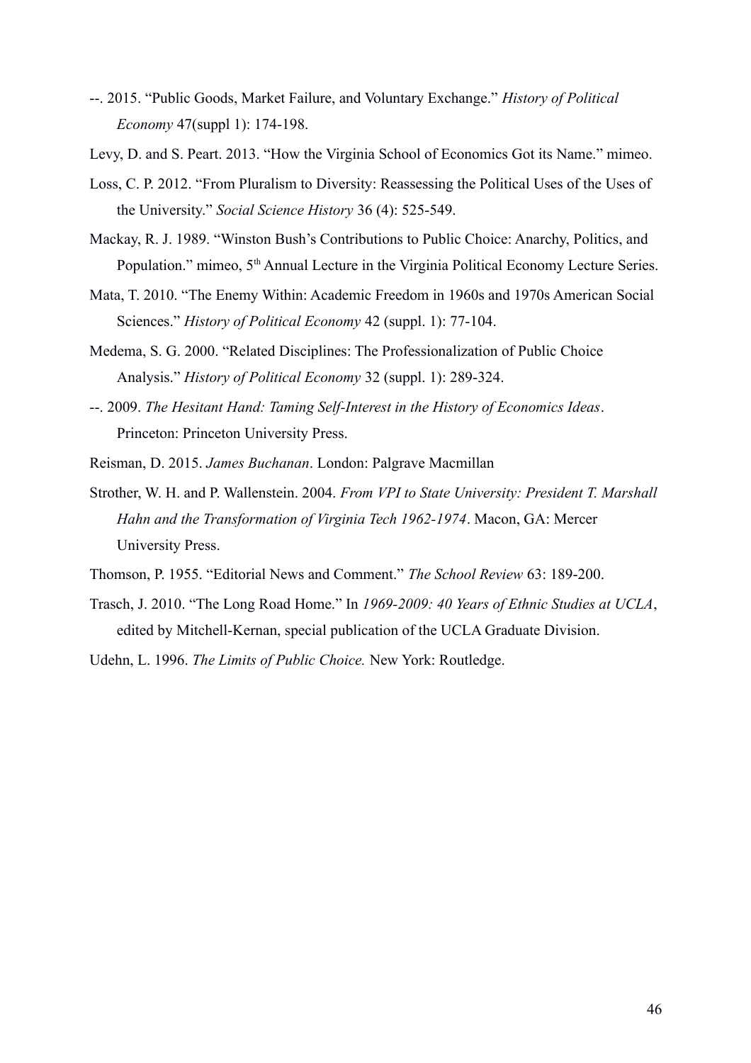--. 2015. "Public Goods, Market Failure, and Voluntary Exchange." *History of Political Economy* 47(suppl 1): 174-198.

Levy, D. and S. Peart. 2013. "How the Virginia School of Economics Got its Name." mimeo.

Loss, C. P. 2012. "From Pluralism to Diversity: Reassessing the Political Uses of the Uses of the University." *Social Science History* 36 (4): 525-549.

Mackay, R. J. 1989. "Winston Bush's Contributions to Public Choice: Anarchy, Politics, and Population." mimeo, 5th Annual Lecture in the Virginia Political Economy Lecture Series.

Mata, T. 2010. "The Enemy Within: Academic Freedom in 1960s and 1970s American Social Sciences." *History of Political Economy* 42 (suppl. 1): 77-104.

Medema, S. G. 2000. "Related Disciplines: The Professionalization of Public Choice Analysis." *History of Political Economy* 32 (suppl. 1): 289-324.

--. 2009. *The Hesitant Hand: Taming Self-Interest in the History of Economics Ideas*. Princeton: Princeton University Press.

Reisman, D. 2015. *James Buchanan*. London: Palgrave Macmillan

Strother, W. H. and P. Wallenstein. 2004. *From VPI to State University: President T. Marshall Hahn and the Transformation of Virginia Tech 1962-1974*. Macon, GA: Mercer University Press.

Thomson, P. 1955. "Editorial News and Comment." *The School Review* 63: 189-200.

Trasch, J. 2010. "The Long Road Home." In *1969-2009: 40 Years of Ethnic Studies at UCLA*, edited by Mitchell-Kernan, special publication of the UCLA Graduate Division.

Udehn, L. 1996. *The Limits of Public Choice.* New York: Routledge.